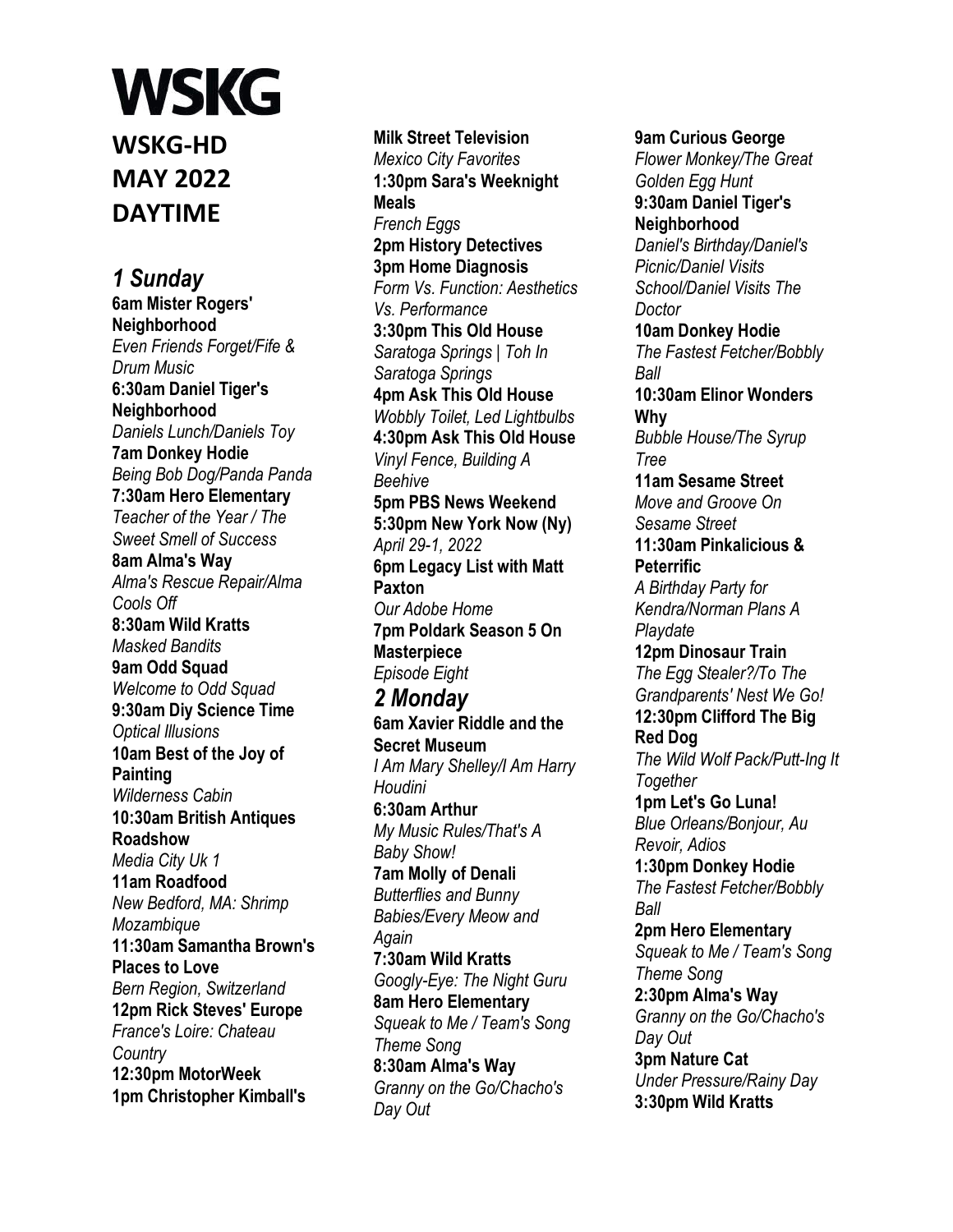# WSKG

## WSKG-HD MAY 2022 DAYTIME

### *1 Sunday*

**6am Mister Rogers' Neighborhood**
*Even Friends Forget/Fife & Drum Music*
**6:30am Daniel Tiger's Neighborhood**
*Daniels Lunch/Daniels Toy*
**7am Donkey Hodie**
*Being Bob Dog/Panda Panda*
**7:30am Hero Elementary**
*Teacher of the Year / The Sweet Smell of Success*
**8am Alma's Way**
*Alma's Rescue Repair/Alma Cools Off*
**8:30am Wild Kratts**
*Masked Bandits*
**9am Odd Squad**
*Welcome to Odd Squad*
**9:30am Diy Science Time**
*Optical Illusions*
**10am Best of the Joy of Painting**
*Wilderness Cabin*
**10:30am British Antiques Roadshow**
*Media City Uk 1*
**11am Roadfood**
*New Bedford, MA: Shrimp Mozambique*
**11:30am Samantha Brown's Places to Love**
*Bern Region, Switzerland*
**12pm Rick Steves' Europe**
*France's Loire: Chateau Country*
**12:30pm MotorWeek**
**1pm Christopher Kimball's Milk Street Television**
*Mexico City Favorites*
**1:30pm Sara's Weeknight Meals**
*French Eggs*
**2pm History Detectives**
**3pm Home Diagnosis**
*Form Vs. Function: Aesthetics Vs. Performance*
**3:30pm This Old House**
*Saratoga Springs | Toh In Saratoga Springs*
**4pm Ask This Old House**
*Wobbly Toilet, Led Lightbulbs*
**4:30pm Ask This Old House**
*Vinyl Fence, Building A Beehive*
**5pm PBS News Weekend**
**5:30pm New York Now (Ny)**
*April 29-1, 2022*
**6pm Legacy List with Matt Paxton**
*Our Adobe Home*
**7pm Poldark Season 5 On Masterpiece**
*Episode Eight*

### *2 Monday*

**6am Xavier Riddle and the Secret Museum**
*I Am Mary Shelley/I Am Harry Houdini*
**6:30am Arthur**
*My Music Rules/That's A Baby Show!*
**7am Molly of Denali**
*Butterflies and Bunny Babies/Every Meow and Again*
**7:30am Wild Kratts**
*Googly-Eye: The Night Guru*
**8am Hero Elementary**
*Squeak to Me / Team's Song Theme Song*
**8:30am Alma's Way**
*Granny on the Go/Chacho's Day Out*
**9am Curious George**
*Flower Monkey/The Great Golden Egg Hunt*
**9:30am Daniel Tiger's Neighborhood**
*Daniel's Birthday/Daniel's Picnic/Daniel Visits School/Daniel Visits The Doctor*
**10am Donkey Hodie**
*The Fastest Fetcher/Bobbly Ball*
**10:30am Elinor Wonders Why**
*Bubble House/The Syrup Tree*
**11am Sesame Street**
*Move and Groove On Sesame Street*
**11:30am Pinkalicious & Peterrific**
*A Birthday Party for Kendra/Norman Plans A Playdate*
**12pm Dinosaur Train**
*The Egg Stealer?/To The Grandparents' Nest We Go!*
**12:30pm Clifford The Big Red Dog**
*The Wild Wolf Pack/Putt-Ing It Together*
**1pm Let's Go Luna!**
*Blue Orleans/Bonjour, Au Revoir, Adios*
**1:30pm Donkey Hodie**
*The Fastest Fetcher/Bobbly Ball*
**2pm Hero Elementary**
*Squeak to Me / Team's Song Theme Song*
**2:30pm Alma's Way**
*Granny on the Go/Chacho's Day Out*
**3pm Nature Cat**
*Under Pressure/Rainy Day*
**3:30pm Wild Kratts**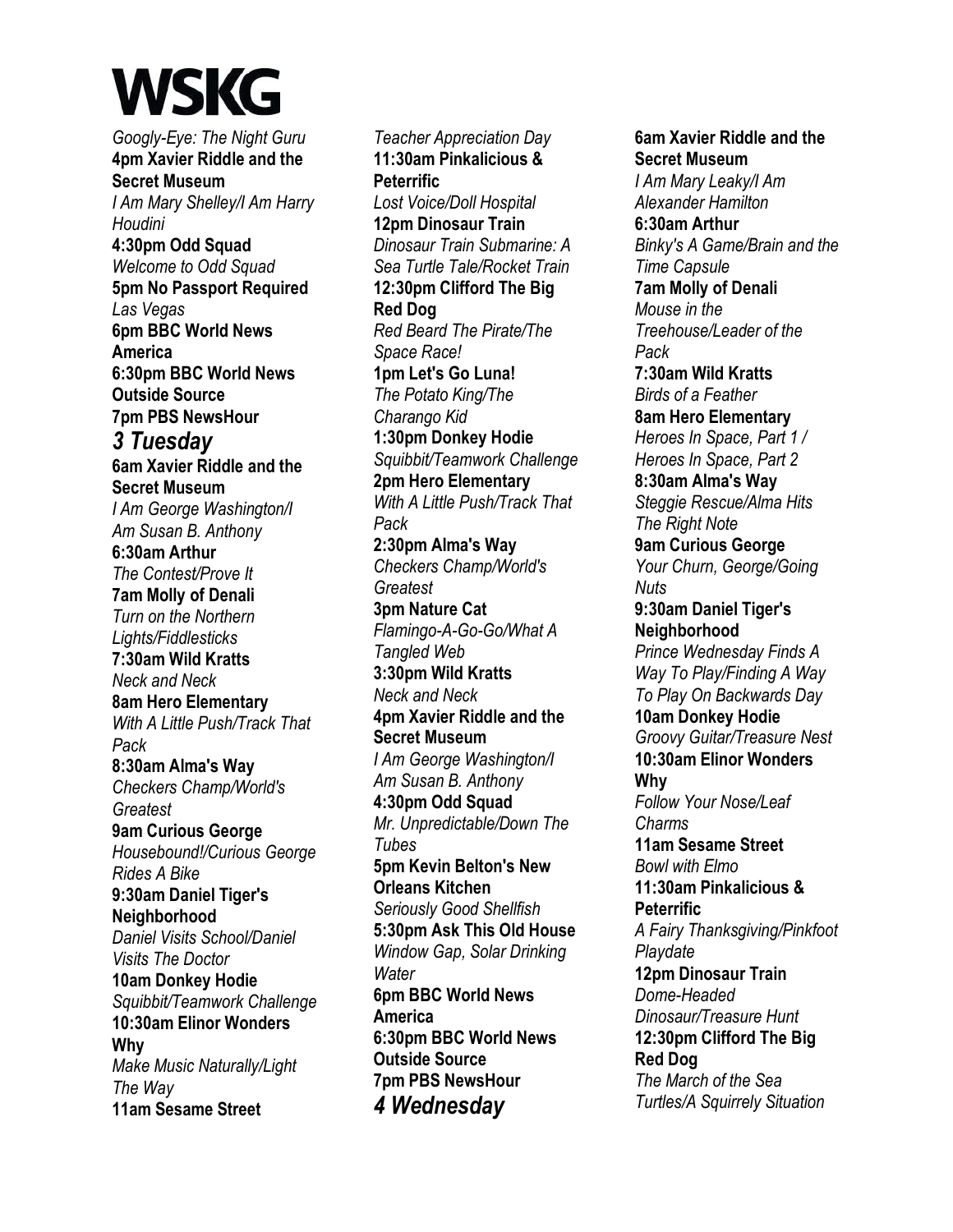# WSKG

*Googly-Eye: The Night Guru*
**4pm Xavier Riddle and the Secret Museum**
*I Am Mary Shelley/I Am Harry Houdini*
**4:30pm Odd Squad**
*Welcome to Odd Squad*
**5pm No Passport Required**
*Las Vegas*
**6pm BBC World News America**
**6:30pm BBC World News Outside Source**
**7pm PBS NewsHour**

## *3 Tuesday*

**6am Xavier Riddle and the Secret Museum**
*I Am George Washington/I Am Susan B. Anthony*
**6:30am Arthur**
*The Contest/Prove It*
**7am Molly of Denali**
*Turn on the Northern Lights/Fiddlesticks*
**7:30am Wild Kratts**
*Neck and Neck*
**8am Hero Elementary**
*With A Little Push/Track That Pack*
**8:30am Alma's Way**
*Checkers Champ/World's Greatest*
**9am Curious George**
*Housebound!/Curious George Rides A Bike*
**9:30am Daniel Tiger's Neighborhood**
*Daniel Visits School/Daniel Visits The Doctor*
**10am Donkey Hodie**
*Squibbit/Teamwork Challenge*
**10:30am Elinor Wonders Why**
*Make Music Naturally/Light The Way*
**11am Sesame Street**
*Teacher Appreciation Day*
**11:30am Pinkalicious & Peterrific**
*Lost Voice/Doll Hospital*
**12pm Dinosaur Train**
*Dinosaur Train Submarine: A Sea Turtle Tale/Rocket Train*
**12:30pm Clifford The Big Red Dog**
*Red Beard The Pirate/The Space Race!*
**1pm Let's Go Luna!**
*The Potato King/The Charango Kid*
**1:30pm Donkey Hodie**
*Squibbit/Teamwork Challenge*
**2pm Hero Elementary**
*With A Little Push/Track That Pack*
**2:30pm Alma's Way**
*Checkers Champ/World's Greatest*
**3pm Nature Cat**
*Flamingo-A-Go-Go/What A Tangled Web*
**3:30pm Wild Kratts**
*Neck and Neck*
**4pm Xavier Riddle and the Secret Museum**
*I Am George Washington/I Am Susan B. Anthony*
**4:30pm Odd Squad**
*Mr. Unpredictable/Down The Tubes*
**5pm Kevin Belton's New Orleans Kitchen**
*Seriously Good Shellfish*
**5:30pm Ask This Old House**
*Window Gap, Solar Drinking Water*
**6pm BBC World News America**
**6:30pm BBC World News Outside Source**
**7pm PBS NewsHour**

## *4 Wednesday*

**6am Xavier Riddle and the Secret Museum**
*I Am Mary Leaky/I Am Alexander Hamilton*
**6:30am Arthur**
*Binky's A Game/Brain and the Time Capsule*
**7am Molly of Denali**
*Mouse in the Treehouse/Leader of the Pack*
**7:30am Wild Kratts**
*Birds of a Feather*
**8am Hero Elementary**
*Heroes In Space, Part 1 / Heroes In Space, Part 2*
**8:30am Alma's Way**
*Steggie Rescue/Alma Hits The Right Note*
**9am Curious George**
*Your Churn, George/Going Nuts*
**9:30am Daniel Tiger's Neighborhood**
*Prince Wednesday Finds A Way To Play/Finding A Way To Play On Backwards Day*
**10am Donkey Hodie**
*Groovy Guitar/Treasure Nest*
**10:30am Elinor Wonders Why**
*Follow Your Nose/Leaf Charms*
**11am Sesame Street**
*Bowl with Elmo*
**11:30am Pinkalicious & Peterrific**
*A Fairy Thanksgiving/Pinkfoot Playdate*
**12pm Dinosaur Train**
*Dome-Headed Dinosaur/Treasure Hunt*
**12:30pm Clifford The Big Red Dog**
*The March of the Sea Turtles/A Squirrely Situation*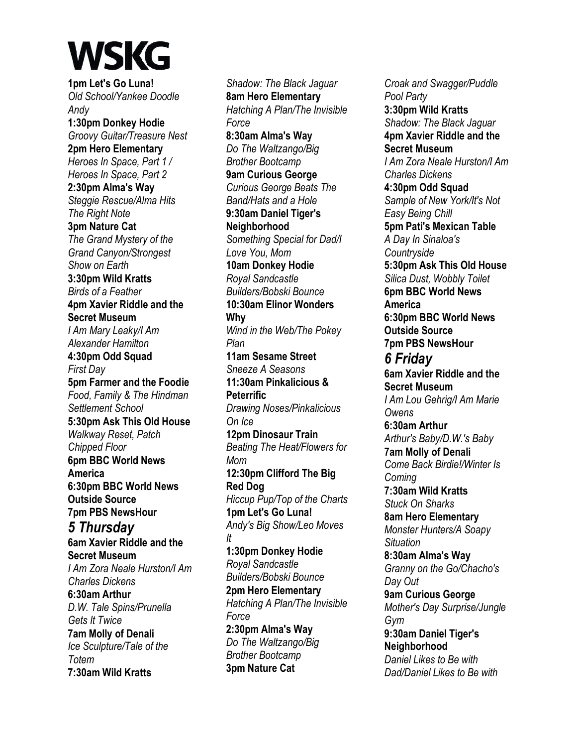# WSKG

**1pm Let's Go Luna!**
*Old School/Yankee Doodle Andy*
**1:30pm Donkey Hodie**
*Groovy Guitar/Treasure Nest*
**2pm Hero Elementary**
*Heroes In Space, Part 1 / Heroes In Space, Part 2*
**2:30pm Alma's Way**
*Steggie Rescue/Alma Hits The Right Note*
**3pm Nature Cat**
*The Grand Mystery of the Grand Canyon/Strongest Show on Earth*
**3:30pm Wild Kratts**
*Birds of a Feather*
**4pm Xavier Riddle and the Secret Museum**
*I Am Mary Leaky/I Am Alexander Hamilton*
**4:30pm Odd Squad**
*First Day*
**5pm Farmer and the Foodie**
*Food, Family & The Hindman Settlement School*
**5:30pm Ask This Old House**
*Walkway Reset, Patch Chipped Floor*
**6pm BBC World News America**
**6:30pm BBC World News Outside Source**
**7pm PBS NewsHour**

## *5 Thursday*

**6am Xavier Riddle and the Secret Museum**
*I Am Zora Neale Hurston/I Am Charles Dickens*
**6:30am Arthur**
*D.W. Tale Spins/Prunella Gets It Twice*
**7am Molly of Denali**
*Ice Sculpture/Tale of the Totem*
**7:30am Wild Kratts**
*Shadow: The Black Jaguar*
**8am Hero Elementary**
*Hatching A Plan/The Invisible Force*
**8:30am Alma's Way**
*Do The Waltzango/Big Brother Bootcamp*
**9am Curious George**
*Curious George Beats The Band/Hats and a Hole*
**9:30am Daniel Tiger's Neighborhood**
*Something Special for Dad/I Love You, Mom*
**10am Donkey Hodie**
*Royal Sandcastle Builders/Bobski Bounce*
**10:30am Elinor Wonders Why**
*Wind in the Web/The Pokey Plan*
**11am Sesame Street**
*Sneeze A Seasons*
**11:30am Pinkalicious & Peterrific**
*Drawing Noses/Pinkalicious On Ice*
**12pm Dinosaur Train**
*Beating The Heat/Flowers for Mom*
**12:30pm Clifford The Big Red Dog**
*Hiccup Pup/Top of the Charts*
**1pm Let's Go Luna!**
*Andy's Big Show/Leo Moves It*
**1:30pm Donkey Hodie**
*Royal Sandcastle Builders/Bobski Bounce*
**2pm Hero Elementary**
*Hatching A Plan/The Invisible Force*
**2:30pm Alma's Way**
*Do The Waltzango/Big Brother Bootcamp*
**3pm Nature Cat**
*Croak and Swagger/Puddle Pool Party*
**3:30pm Wild Kratts**
*Shadow: The Black Jaguar*
**4pm Xavier Riddle and the Secret Museum**
*I Am Zora Neale Hurston/I Am Charles Dickens*
**4:30pm Odd Squad**
*Sample of New York/It's Not Easy Being Chill*
**5pm Pati's Mexican Table**
*A Day In Sinaloa's Countryside*
**5:30pm Ask This Old House**
*Silica Dust, Wobbly Toilet*
**6pm BBC World News America**
**6:30pm BBC World News Outside Source**
**7pm PBS NewsHour**

## *6 Friday*

**6am Xavier Riddle and the Secret Museum**
*I Am Lou Gehrig/I Am Marie Owens*
**6:30am Arthur**
*Arthur's Baby/D.W.'s Baby*
**7am Molly of Denali**
*Come Back Birdie!/Winter Is Coming*
**7:30am Wild Kratts**
*Stuck On Sharks*
**8am Hero Elementary**
*Monster Hunters/A Soapy Situation*
**8:30am Alma's Way**
*Granny on the Go/Chacho's Day Out*
**9am Curious George**
*Mother's Day Surprise/Jungle Gym*
**9:30am Daniel Tiger's Neighborhood**
*Daniel Likes to Be with Dad/Daniel Likes to Be with*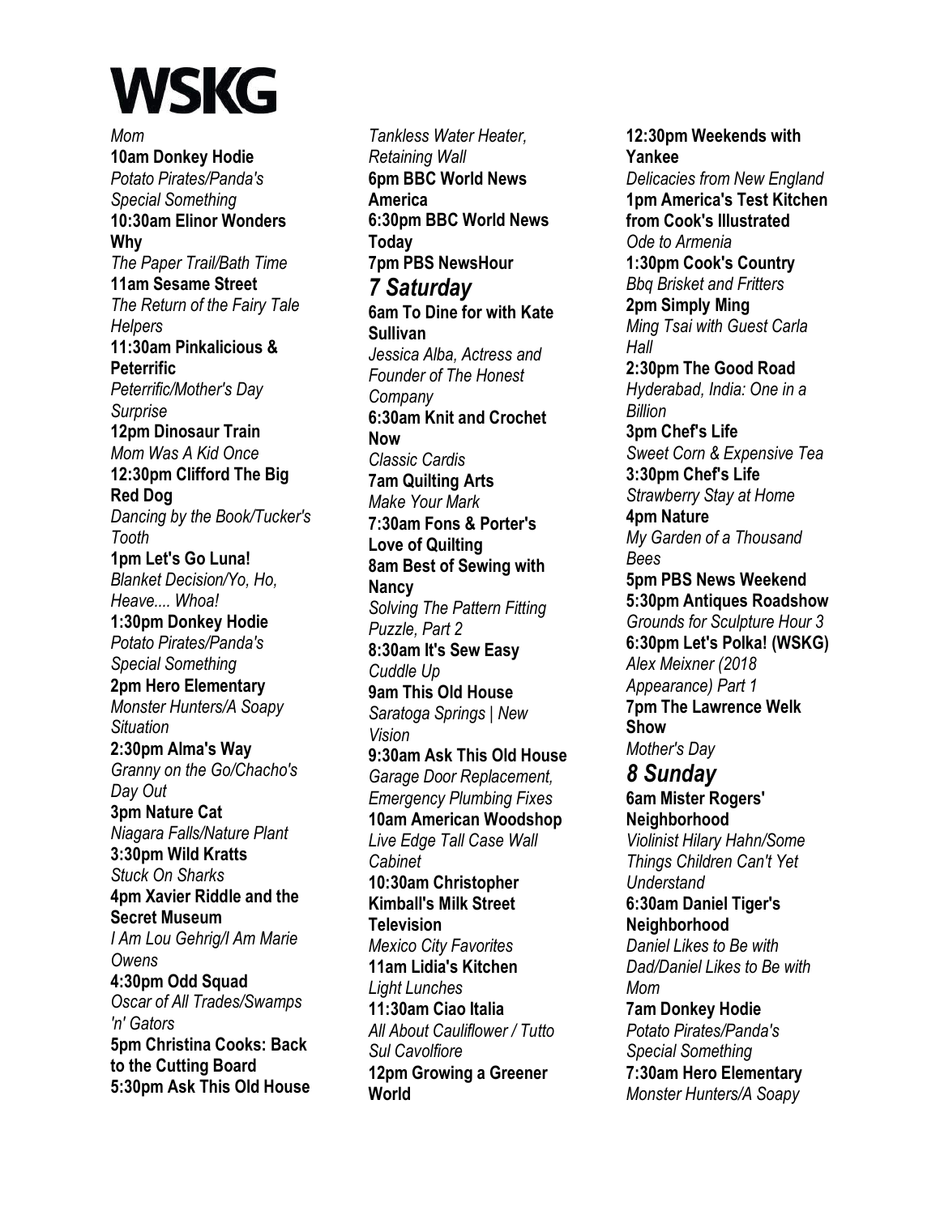*Mom*
**10am Donkey Hodie**
*Potato Pirates/Panda's Special Something*
**10:30am Elinor Wonders Why**
*The Paper Trail/Bath Time*
**11am Sesame Street**
*The Return of the Fairy Tale Helpers*
**11:30am Pinkalicious & Peterrific**
*Peterrific/Mother's Day Surprise*
**12pm Dinosaur Train**
*Mom Was A Kid Once*
**12:30pm Clifford The Big Red Dog**
*Dancing by the Book/Tucker's Tooth*
**1pm Let's Go Luna!**
*Blanket Decision/Yo, Ho, Heave.... Whoa!*
**1:30pm Donkey Hodie**
*Potato Pirates/Panda's Special Something*
**2pm Hero Elementary**
*Monster Hunters/A Soapy Situation*
**2:30pm Alma's Way**
*Granny on the Go/Chacho's Day Out*
**3pm Nature Cat**
*Niagara Falls/Nature Plant*
**3:30pm Wild Kratts**
*Stuck On Sharks*
**4pm Xavier Riddle and the Secret Museum**
*I Am Lou Gehrig/I Am Marie Owens*
**4:30pm Odd Squad**
*Oscar of All Trades/Swamps 'n' Gators*
**5pm Christina Cooks: Back to the Cutting Board**
**5:30pm Ask This Old House**
*Tankless Water Heater, Retaining Wall*
**6pm BBC World News America**
**6:30pm BBC World News Today**
**7pm PBS NewsHour**

## *7 Saturday*

**6am To Dine for with Kate Sullivan**
*Jessica Alba, Actress and Founder of The Honest Company*
**6:30am Knit and Crochet Now**
*Classic Cardis*
**7am Quilting Arts**
*Make Your Mark*
**7:30am Fons & Porter's Love of Quilting**
**8am Best of Sewing with Nancy**
*Solving The Pattern Fitting Puzzle, Part 2*
**8:30am It's Sew Easy**
*Cuddle Up*
**9am This Old House**
*Saratoga Springs | New Vision*
**9:30am Ask This Old House**
*Garage Door Replacement, Emergency Plumbing Fixes*
**10am American Woodshop**
*Live Edge Tall Case Wall Cabinet*
**10:30am Christopher Kimball's Milk Street Television**
*Mexico City Favorites*
**11am Lidia's Kitchen**
*Light Lunches*
**11:30am Ciao Italia**
*All About Cauliflower / Tutto Sul Cavolfiore*
**12pm Growing a Greener World**
**12:30pm Weekends with Yankee**
*Delicacies from New England*
**1pm America's Test Kitchen from Cook's Illustrated**
*Ode to Armenia*
**1:30pm Cook's Country**
*Bbq Brisket and Fritters*
**2pm Simply Ming**
*Ming Tsai with Guest Carla Hall*
**2:30pm The Good Road**
*Hyderabad, India: One in a Billion*
**3pm Chef's Life**
*Sweet Corn & Expensive Tea*
**3:30pm Chef's Life**
*Strawberry Stay at Home*
**4pm Nature**
*My Garden of a Thousand Bees*
**5pm PBS News Weekend**
**5:30pm Antiques Roadshow**
*Grounds for Sculpture Hour 3*
**6:30pm Let's Polka! (WSKG)**
*Alex Meixner (2018 Appearance) Part 1*
**7pm The Lawrence Welk Show**
*Mother's Day*

## *8 Sunday*

**6am Mister Rogers' Neighborhood**
*Violinist Hilary Hahn/Some Things Children Can't Yet Understand*
**6:30am Daniel Tiger's Neighborhood**
*Daniel Likes to Be with Dad/Daniel Likes to Be with Mom*
**7am Donkey Hodie**
*Potato Pirates/Panda's Special Something*
**7:30am Hero Elementary**
*Monster Hunters/A Soapy*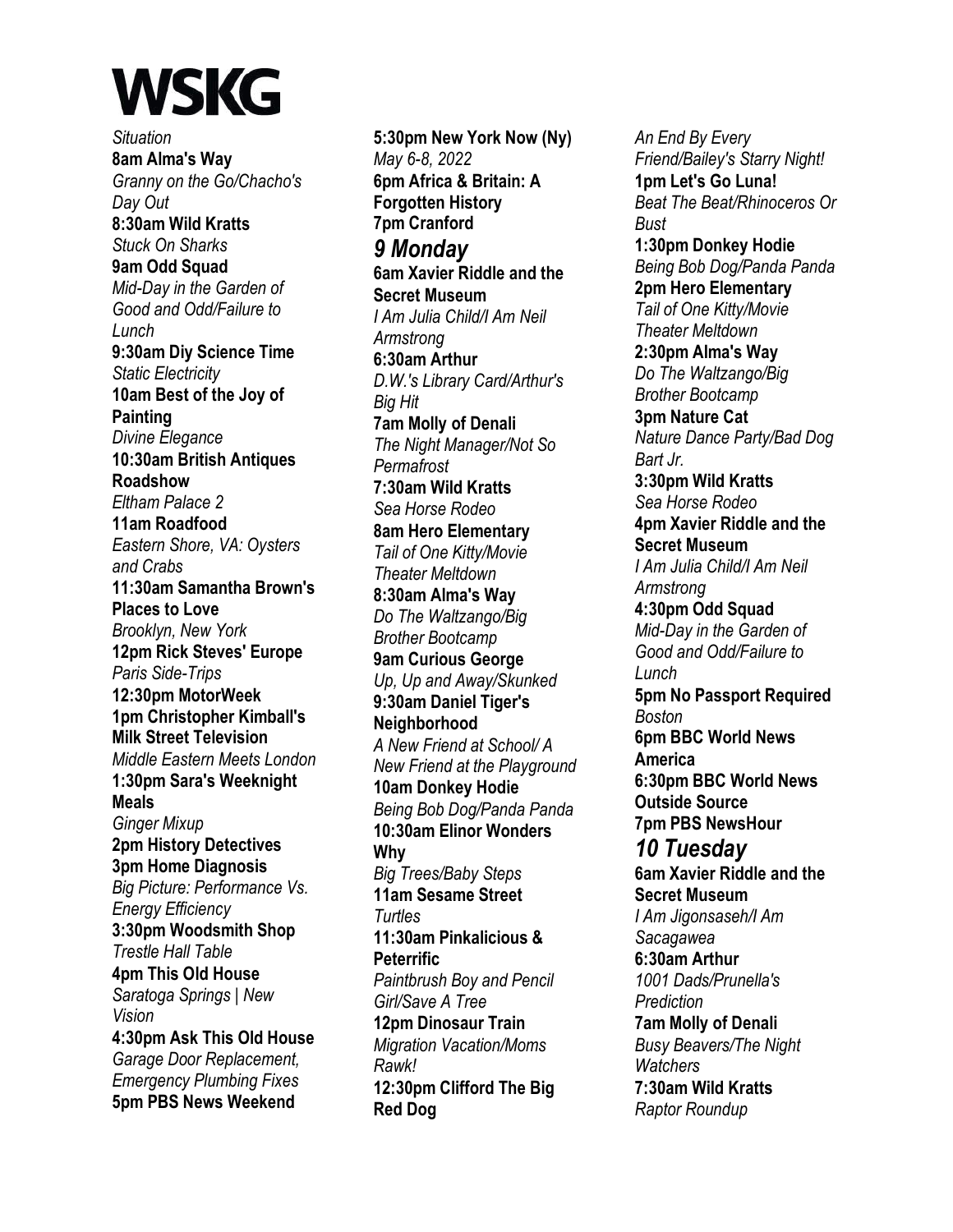# WSKG

*Situation*
**8am Alma's Way**
*Granny on the Go/Chacho's Day Out*
**8:30am Wild Kratts**
*Stuck On Sharks*
**9am Odd Squad**
*Mid-Day in the Garden of Good and Odd/Failure to Lunch*
**9:30am Diy Science Time**
*Static Electricity*
**10am Best of the Joy of Painting**
*Divine Elegance*
**10:30am British Antiques Roadshow**
*Eltham Palace 2*
**11am Roadfood**
*Eastern Shore, VA: Oysters and Crabs*
**11:30am Samantha Brown's Places to Love**
*Brooklyn, New York*
**12pm Rick Steves' Europe**
*Paris Side-Trips*
**12:30pm MotorWeek**
**1pm Christopher Kimball's Milk Street Television**
*Middle Eastern Meets London*
**1:30pm Sara's Weeknight Meals**
*Ginger Mixup*
**2pm History Detectives**
**3pm Home Diagnosis**
*Big Picture: Performance Vs. Energy Efficiency*
**3:30pm Woodsmith Shop**
*Trestle Hall Table*
**4pm This Old House**
*Saratoga Springs | New Vision*
**4:30pm Ask This Old House**
*Garage Door Replacement, Emergency Plumbing Fixes*
**5pm PBS News Weekend**
**5:30pm New York Now (Ny)**
*May 6-8, 2022*
**6pm Africa & Britain: A Forgotten History**
**7pm Cranford**

## *9 Monday*

**6am Xavier Riddle and the Secret Museum**
*I Am Julia Child/I Am Neil Armstrong*
**6:30am Arthur**
*D.W.'s Library Card/Arthur's Big Hit*
**7am Molly of Denali**
*The Night Manager/Not So Permafrost*
**7:30am Wild Kratts**
*Sea Horse Rodeo*
**8am Hero Elementary**
*Tail of One Kitty/Movie Theater Meltdown*
**8:30am Alma's Way**
*Do The Waltzango/Big Brother Bootcamp*
**9am Curious George**
*Up, Up and Away/Skunked*
**9:30am Daniel Tiger's Neighborhood**
*A New Friend at School/ A New Friend at the Playground*
**10am Donkey Hodie**
*Being Bob Dog/Panda Panda*
**10:30am Elinor Wonders Why**
*Big Trees/Baby Steps*
**11am Sesame Street**
*Turtles*
**11:30am Pinkalicious & Peterrific**
*Paintbrush Boy and Pencil Girl/Save A Tree*
**12pm Dinosaur Train**
*Migration Vacation/Moms Rawk!*
**12:30pm Clifford The Big Red Dog**
*An End By Every Friend/Bailey's Starry Night!*
**1pm Let's Go Luna!**
*Beat The Beat/Rhinoceros Or Bust*
**1:30pm Donkey Hodie**
*Being Bob Dog/Panda Panda*
**2pm Hero Elementary**
*Tail of One Kitty/Movie Theater Meltdown*
**2:30pm Alma's Way**
*Do The Waltzango/Big Brother Bootcamp*
**3pm Nature Cat**
*Nature Dance Party/Bad Dog Bart Jr.*
**3:30pm Wild Kratts**
*Sea Horse Rodeo*
**4pm Xavier Riddle and the Secret Museum**
*I Am Julia Child/I Am Neil Armstrong*
**4:30pm Odd Squad**
*Mid-Day in the Garden of Good and Odd/Failure to Lunch*
**5pm No Passport Required**
*Boston*
**6pm BBC World News America**
**6:30pm BBC World News Outside Source**
**7pm PBS NewsHour**

## *10 Tuesday*

**6am Xavier Riddle and the Secret Museum**
*I Am Jigonsaseh/I Am Sacagawea*
**6:30am Arthur**
*1001 Dads/Prunella's Prediction*
**7am Molly of Denali**
*Busy Beavers/The Night Watchers*
**7:30am Wild Kratts**
*Raptor Roundup*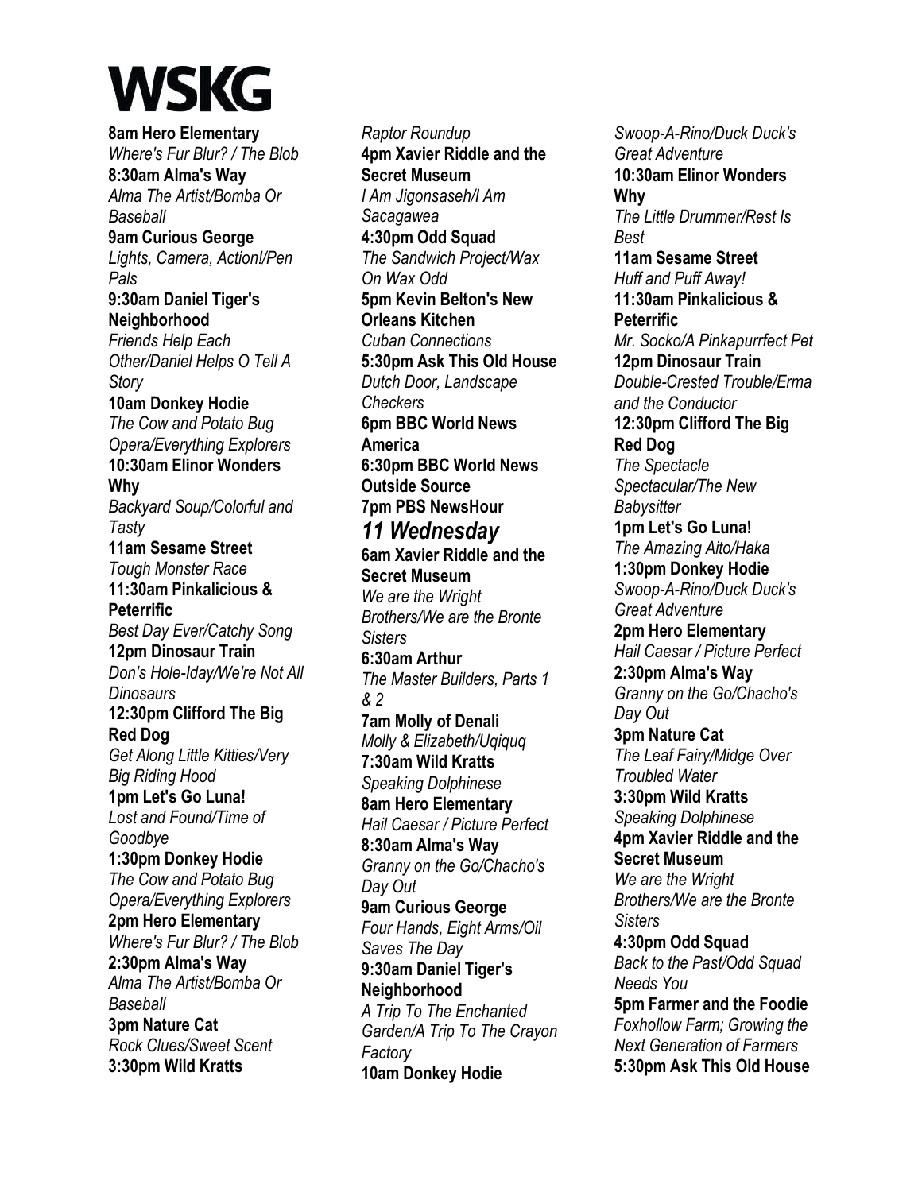# WSKG

**8am Hero Elementary**
*Where's Fur Blur? / The Blob*
**8:30am Alma's Way**
*Alma The Artist/Bomba Or Baseball*
**9am Curious George**
*Lights, Camera, Action!/Pen Pals*
**9:30am Daniel Tiger's Neighborhood**
*Friends Help Each Other/Daniel Helps O Tell A Story*
**10am Donkey Hodie**
*The Cow and Potato Bug Opera/Everything Explorers*
**10:30am Elinor Wonders Why**
*Backyard Soup/Colorful and Tasty*
**11am Sesame Street**
*Tough Monster Race*
**11:30am Pinkalicious & Peterrific**
*Best Day Ever/Catchy Song*
**12pm Dinosaur Train**
*Don's Hole-Iday/We're Not All Dinosaurs*
**12:30pm Clifford The Big Red Dog**
*Get Along Little Kitties/Very Big Riding Hood*
**1pm Let's Go Luna!**
*Lost and Found/Time of Goodbye*
**1:30pm Donkey Hodie**
*The Cow and Potato Bug Opera/Everything Explorers*
**2pm Hero Elementary**
*Where's Fur Blur? / The Blob*
**2:30pm Alma's Way**
*Alma The Artist/Bomba Or Baseball*
**3pm Nature Cat**
*Rock Clues/Sweet Scent*
**3:30pm Wild Kratts**
*Raptor Roundup*
**4pm Xavier Riddle and the Secret Museum**
*I Am Jigonsaseh/I Am Sacagawea*
**4:30pm Odd Squad**
*The Sandwich Project/Wax On Wax Odd*
**5pm Kevin Belton's New Orleans Kitchen**
*Cuban Connections*
**5:30pm Ask This Old House**
*Dutch Door, Landscape Checkers*
**6pm BBC World News America**
**6:30pm BBC World News Outside Source**
**7pm PBS NewsHour**

## *11 Wednesday*

**6am Xavier Riddle and the Secret Museum**
*We are the Wright Brothers/We are the Bronte Sisters*
**6:30am Arthur**
*The Master Builders, Parts 1 & 2*
**7am Molly of Denali**
*Molly & Elizabeth/Uqiquq*
**7:30am Wild Kratts**
*Speaking Dolphinese*
**8am Hero Elementary**
*Hail Caesar / Picture Perfect*
**8:30am Alma's Way**
*Granny on the Go/Chacho's Day Out*
**9am Curious George**
*Four Hands, Eight Arms/Oil Saves The Day*
**9:30am Daniel Tiger's Neighborhood**
*A Trip To The Enchanted Garden/A Trip To The Crayon Factory*
**10am Donkey Hodie**
*Swoop-A-Rino/Duck Duck's Great Adventure*
**10:30am Elinor Wonders Why**
*The Little Drummer/Rest Is Best*
**11am Sesame Street**
*Huff and Puff Away!*
**11:30am Pinkalicious & Peterrific**
*Mr. Socko/A Pinkapurrfect Pet*
**12pm Dinosaur Train**
*Double-Crested Trouble/Erma and the Conductor*
**12:30pm Clifford The Big Red Dog**
*The Spectacle Spectacular/The New Babysitter*
**1pm Let's Go Luna!**
*The Amazing Aito/Haka*
**1:30pm Donkey Hodie**
*Swoop-A-Rino/Duck Duck's Great Adventure*
**2pm Hero Elementary**
*Hail Caesar / Picture Perfect*
**2:30pm Alma's Way**
*Granny on the Go/Chacho's Day Out*
**3pm Nature Cat**
*The Leaf Fairy/Midge Over Troubled Water*
**3:30pm Wild Kratts**
*Speaking Dolphinese*
**4pm Xavier Riddle and the Secret Museum**
*We are the Wright Brothers/We are the Bronte Sisters*
**4:30pm Odd Squad**
*Back to the Past/Odd Squad Needs You*
**5pm Farmer and the Foodie**
*Foxhollow Farm; Growing the Next Generation of Farmers*
**5:30pm Ask This Old House**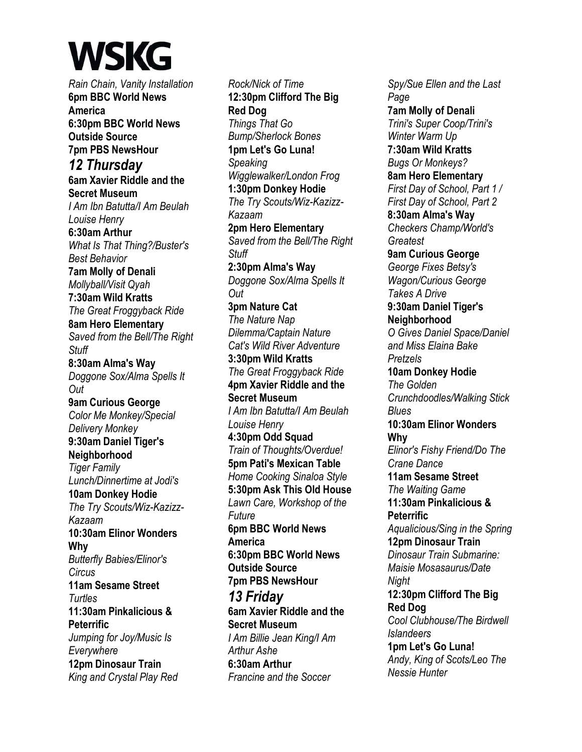# WSKG

*Rain Chain, Vanity Installation*

**6pm BBC World News America**

**6:30pm BBC World News Outside Source**

**7pm PBS NewsHour**

## *12 Thursday*

**6am Xavier Riddle and the Secret Museum**
*I Am Ibn Batutta/I Am Beulah Louise Henry*

**6:30am Arthur**
*What Is That Thing?/Buster's Best Behavior*

**7am Molly of Denali**
*Mollyball/Visit Qyah*

**7:30am Wild Kratts**
*The Great Froggyback Ride*

**8am Hero Elementary**
*Saved from the Bell/The Right Stuff*

**8:30am Alma's Way**
*Doggone Sox/Alma Spells It Out*

**9am Curious George**
*Color Me Monkey/Special Delivery Monkey*

**9:30am Daniel Tiger's Neighborhood**
*Tiger Family Lunch/Dinnertime at Jodi's*

**10am Donkey Hodie**
*The Try Scouts/Wiz-Kazizz-Kazaam*

**10:30am Elinor Wonders Why**
*Butterfly Babies/Elinor's Circus*

**11am Sesame Street**
*Turtles*

**11:30am Pinkalicious & Peterrific**
*Jumping for Joy/Music Is Everywhere*

**12pm Dinosaur Train**
*King and Crystal Play Red Rock/Nick of Time*

**12:30pm Clifford The Big Red Dog**
*Things That Go Bump/Sherlock Bones*

**1pm Let's Go Luna!**
*Speaking Wigglewalker/London Frog*

**1:30pm Donkey Hodie**
*The Try Scouts/Wiz-Kazizz-Kazaam*

**2pm Hero Elementary**
*Saved from the Bell/The Right Stuff*

**2:30pm Alma's Way**
*Doggone Sox/Alma Spells It Out*

**3pm Nature Cat**
*The Nature Nap Dilemma/Captain Nature Cat's Wild River Adventure*

**3:30pm Wild Kratts**
*The Great Froggyback Ride*

**4pm Xavier Riddle and the Secret Museum**
*I Am Ibn Batutta/I Am Beulah Louise Henry*

**4:30pm Odd Squad**
*Train of Thoughts/Overdue!*

**5pm Pati's Mexican Table**
*Home Cooking Sinaloa Style*

**5:30pm Ask This Old House**
*Lawn Care, Workshop of the Future*

**6pm BBC World News America**

**6:30pm BBC World News Outside Source**

**7pm PBS NewsHour**

## *13 Friday*

**6am Xavier Riddle and the Secret Museum**
*I Am Billie Jean King/I Am Arthur Ashe*

**6:30am Arthur**
*Francine and the Soccer Spy/Sue Ellen and the Last Page*

**7am Molly of Denali**
*Trini's Super Coop/Trini's Winter Warm Up*

**7:30am Wild Kratts**
*Bugs Or Monkeys?*

**8am Hero Elementary**
*First Day of School, Part 1 / First Day of School, Part 2*

**8:30am Alma's Way**
*Checkers Champ/World's Greatest*

**9am Curious George**
*George Fixes Betsy's Wagon/Curious George Takes A Drive*

**9:30am Daniel Tiger's Neighborhood**
*O Gives Daniel Space/Daniel and Miss Elaina Bake Pretzels*

**10am Donkey Hodie**
*The Golden Crunchdoodles/Walking Stick Blues*

**10:30am Elinor Wonders Why**
*Elinor's Fishy Friend/Do The Crane Dance*

**11am Sesame Street**
*The Waiting Game*

**11:30am Pinkalicious & Peterrific**
*Aqualicious/Sing in the Spring*

**12pm Dinosaur Train**
*Dinosaur Train Submarine: Maisie Mosasaurus/Date Night*

**12:30pm Clifford The Big Red Dog**
*Cool Clubhouse/The Birdwell Islandeers*

**1pm Let's Go Luna!**
*Andy, King of Scots/Leo The Nessie Hunter*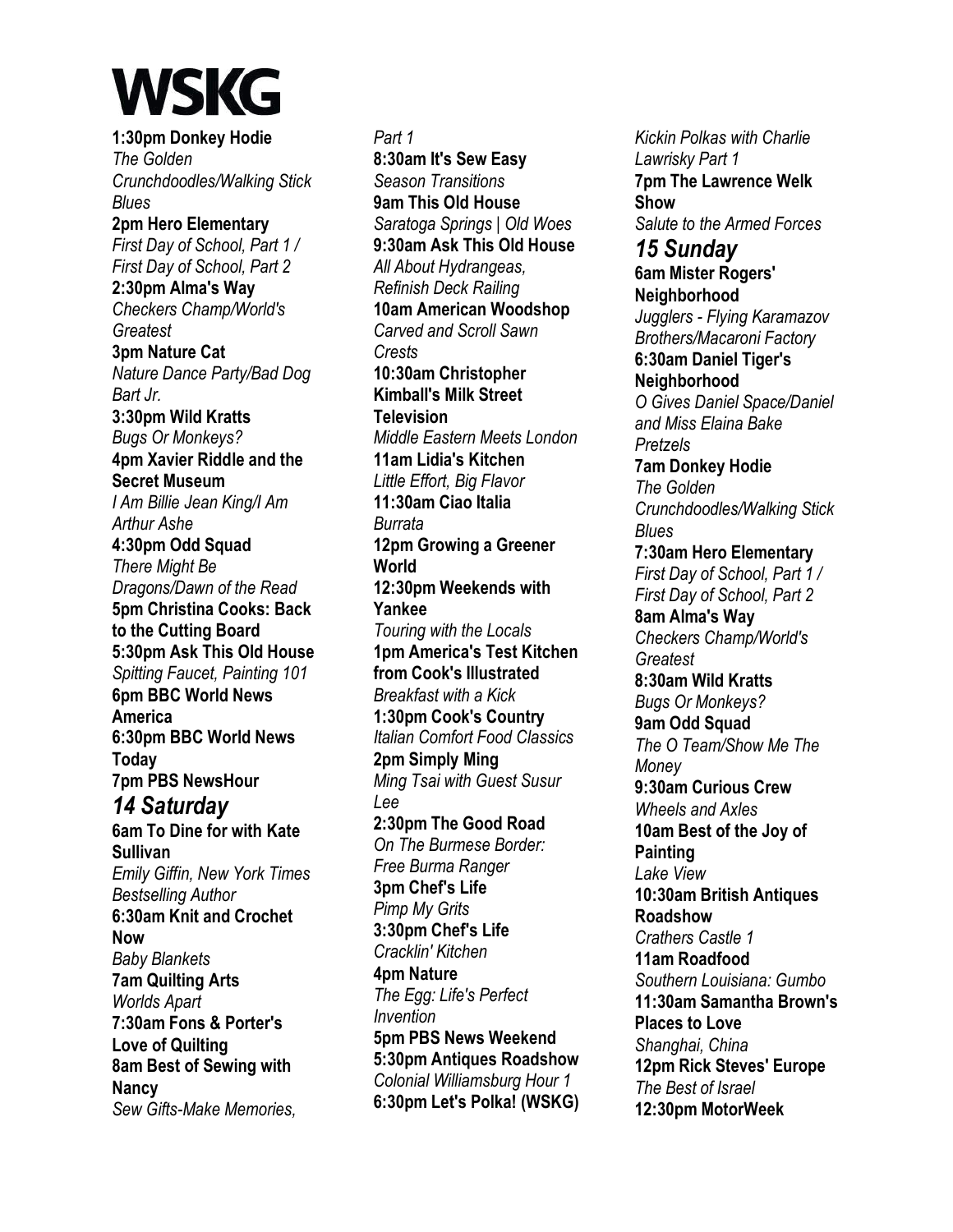# WSKG

**1:30pm Donkey Hodie**
*The Golden Crunchdoodles/Walking Stick Blues*
**2pm Hero Elementary**
*First Day of School, Part 1 / First Day of School, Part 2*
**2:30pm Alma's Way**
*Checkers Champ/World's Greatest*
**3pm Nature Cat**
*Nature Dance Party/Bad Dog Bart Jr.*
**3:30pm Wild Kratts**
*Bugs Or Monkeys?*
**4pm Xavier Riddle and the Secret Museum**
*I Am Billie Jean King/I Am Arthur Ashe*
**4:30pm Odd Squad**
*There Might Be Dragons/Dawn of the Read*
**5pm Christina Cooks: Back to the Cutting Board**
**5:30pm Ask This Old House**
*Spitting Faucet, Painting 101*
**6pm BBC World News America**
**6:30pm BBC World News Today**
**7pm PBS NewsHour**

## *14 Saturday*

**6am To Dine for with Kate Sullivan**
*Emily Giffin, New York Times Bestselling Author*
**6:30am Knit and Crochet Now**
*Baby Blankets*
**7am Quilting Arts**
*Worlds Apart*
**7:30am Fons & Porter's Love of Quilting**
**8am Best of Sewing with Nancy**
*Sew Gifts-Make Memories, Part 1*
**8:30am It's Sew Easy**
*Season Transitions*
**9am This Old House**
*Saratoga Springs | Old Woes*
**9:30am Ask This Old House**
*All About Hydrangeas, Refinish Deck Railing*
**10am American Woodshop**
*Carved and Scroll Sawn Crests*
**10:30am Christopher Kimball's Milk Street Television**
*Middle Eastern Meets London*
**11am Lidia's Kitchen**
*Little Effort, Big Flavor*
**11:30am Ciao Italia**
*Burrata*
**12pm Growing a Greener World**
**12:30pm Weekends with Yankee**
*Touring with the Locals*
**1pm America's Test Kitchen from Cook's Illustrated**
*Breakfast with a Kick*
**1:30pm Cook's Country**
*Italian Comfort Food Classics*
**2pm Simply Ming**
*Ming Tsai with Guest Susur Lee*
**2:30pm The Good Road**
*On The Burmese Border: Free Burma Ranger*
**3pm Chef's Life**
*Pimp My Grits*
**3:30pm Chef's Life**
*Cracklin' Kitchen*
**4pm Nature**
*The Egg: Life's Perfect Invention*
**5pm PBS News Weekend**
**5:30pm Antiques Roadshow**
*Colonial Williamsburg Hour 1*
**6:30pm Let's Polka! (WSKG)**
*Kickin Polkas with Charlie Lawrisky Part 1*
**7pm The Lawrence Welk Show**
*Salute to the Armed Forces*

## *15 Sunday*

**6am Mister Rogers' Neighborhood**
*Jugglers - Flying Karamazov Brothers/Macaroni Factory*
**6:30am Daniel Tiger's Neighborhood**
*O Gives Daniel Space/Daniel and Miss Elaina Bake Pretzels*
**7am Donkey Hodie**
*The Golden Crunchdoodles/Walking Stick Blues*
**7:30am Hero Elementary**
*First Day of School, Part 1 / First Day of School, Part 2*
**8am Alma's Way**
*Checkers Champ/World's Greatest*
**8:30am Wild Kratts**
*Bugs Or Monkeys?*
**9am Odd Squad**
*The O Team/Show Me The Money*
**9:30am Curious Crew**
*Wheels and Axles*
**10am Best of the Joy of Painting**
*Lake View*
**10:30am British Antiques Roadshow**
*Crathers Castle 1*
**11am Roadfood**
*Southern Louisiana: Gumbo*
**11:30am Samantha Brown's Places to Love**
*Shanghai, China*
**12pm Rick Steves' Europe**
*The Best of Israel*
**12:30pm MotorWeek**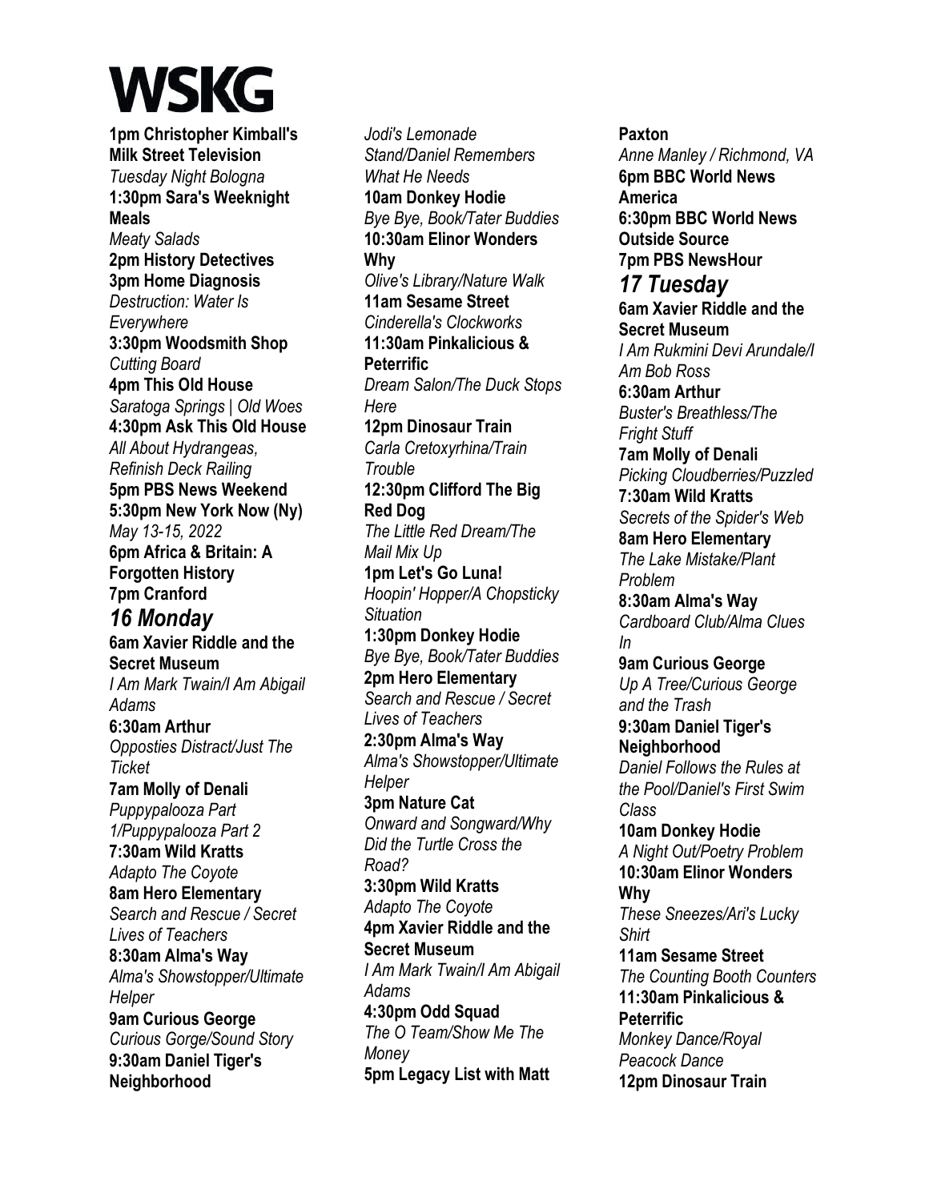# WSKG

**1pm Christopher Kimball's Milk Street Television**
*Tuesday Night Bologna*
**1:30pm Sara's Weeknight Meals**
*Meaty Salads*
**2pm History Detectives**
**3pm Home Diagnosis**
*Destruction: Water Is Everywhere*
**3:30pm Woodsmith Shop**
*Cutting Board*
**4pm This Old House**
*Saratoga Springs | Old Woes*
**4:30pm Ask This Old House**
*All About Hydrangeas, Refinish Deck Railing*
**5pm PBS News Weekend**
**5:30pm New York Now (Ny)**
*May 13-15, 2022*
**6pm Africa & Britain: A Forgotten History**
**7pm Cranford**

## *16 Monday*

**6am Xavier Riddle and the Secret Museum**
*I Am Mark Twain/I Am Abigail Adams*
**6:30am Arthur**
*Opposties Distract/Just The Ticket*
**7am Molly of Denali**
*Puppypalooza Part 1/Puppypalooza Part 2*
**7:30am Wild Kratts**
*Adapto The Coyote*
**8am Hero Elementary**
*Search and Rescue / Secret Lives of Teachers*
**8:30am Alma's Way**
*Alma's Showstopper/Ultimate Helper*
**9am Curious George**
*Curious Gorge/Sound Story*
**9:30am Daniel Tiger's Neighborhood**
*Jodi's Lemonade Stand/Daniel Remembers What He Needs*
**10am Donkey Hodie**
*Bye Bye, Book/Tater Buddies*
**10:30am Elinor Wonders Why**
*Olive's Library/Nature Walk*
**11am Sesame Street**
*Cinderella's Clockworks*
**11:30am Pinkalicious & Peterrific**
*Dream Salon/The Duck Stops Here*
**12pm Dinosaur Train**
*Carla Cretoxyrhina/Train Trouble*
**12:30pm Clifford The Big Red Dog**
*The Little Red Dream/The Mail Mix Up*
**1pm Let's Go Luna!**
*Hoopin' Hopper/A Chopsticky Situation*
**1:30pm Donkey Hodie**
*Bye Bye, Book/Tater Buddies*
**2pm Hero Elementary**
*Search and Rescue / Secret Lives of Teachers*
**2:30pm Alma's Way**
*Alma's Showstopper/Ultimate Helper*
**3pm Nature Cat**
*Onward and Songward/Why Did the Turtle Cross the Road?*
**3:30pm Wild Kratts**
*Adapto The Coyote*
**4pm Xavier Riddle and the Secret Museum**
*I Am Mark Twain/I Am Abigail Adams*
**4:30pm Odd Squad**
*The O Team/Show Me The Money*
**5pm Legacy List with Matt Paxton**
*Anne Manley / Richmond, VA*
**6pm BBC World News America**
**6:30pm BBC World News Outside Source**
**7pm PBS NewsHour**

## *17 Tuesday*

**6am Xavier Riddle and the Secret Museum**
*I Am Rukmini Devi Arundale/I Am Bob Ross*
**6:30am Arthur**
*Buster's Breathless/The Fright Stuff*
**7am Molly of Denali**
*Picking Cloudberries/Puzzled*
**7:30am Wild Kratts**
*Secrets of the Spider's Web*
**8am Hero Elementary**
*The Lake Mistake/Plant Problem*
**8:30am Alma's Way**
*Cardboard Club/Alma Clues In*
**9am Curious George**
*Up A Tree/Curious George and the Trash*
**9:30am Daniel Tiger's Neighborhood**
*Daniel Follows the Rules at the Pool/Daniel's First Swim Class*
**10am Donkey Hodie**
*A Night Out/Poetry Problem*
**10:30am Elinor Wonders Why**
*These Sneezes/Ari's Lucky Shirt*
**11am Sesame Street**
*The Counting Booth Counters*
**11:30am Pinkalicious & Peterrific**
*Monkey Dance/Royal Peacock Dance*
**12pm Dinosaur Train**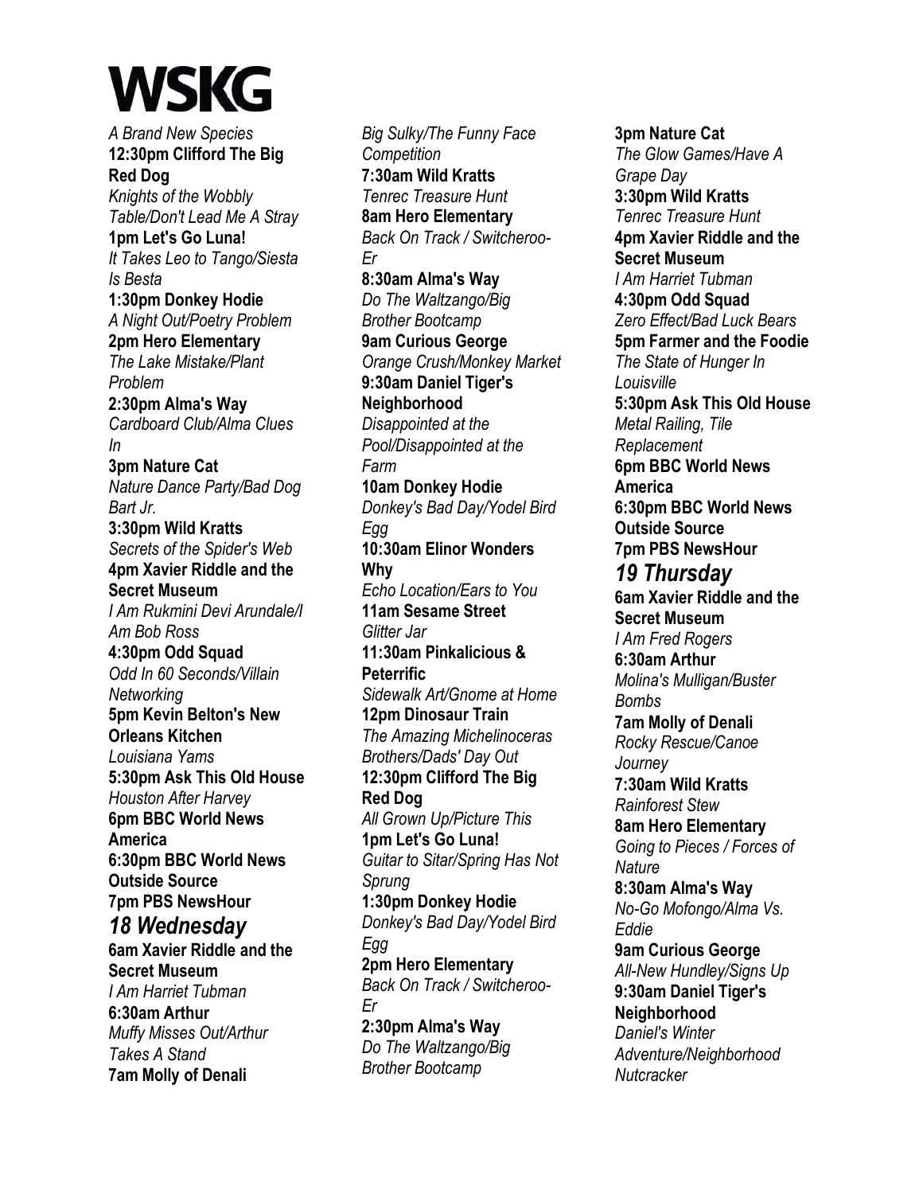# WSKG

*A Brand New Species*

**12:30pm Clifford The Big Red Dog**
*Knights of the Wobbly Table/Don't Lead Me A Stray*

**1pm Let's Go Luna!**
*It Takes Leo to Tango/Siesta Is Besta*

**1:30pm Donkey Hodie**
*A Night Out/Poetry Problem*

**2pm Hero Elementary**
*The Lake Mistake/Plant Problem*

**2:30pm Alma's Way**
*Cardboard Club/Alma Clues In*

**3pm Nature Cat**
*Nature Dance Party/Bad Dog Bart Jr.*

**3:30pm Wild Kratts**
*Secrets of the Spider's Web*

**4pm Xavier Riddle and the Secret Museum**
*I Am Rukmini Devi Arundale/I Am Bob Ross*

**4:30pm Odd Squad**
*Odd In 60 Seconds/Villain Networking*

**5pm Kevin Belton's New Orleans Kitchen**
*Louisiana Yams*

**5:30pm Ask This Old House**
*Houston After Harvey*

**6pm BBC World News America**

**6:30pm BBC World News Outside Source**

**7pm PBS NewsHour**

## *18 Wednesday*

**6am Xavier Riddle and the Secret Museum**
*I Am Harriet Tubman*

**6:30am Arthur**
*Muffy Misses Out/Arthur Takes A Stand*

**7am Molly of Denali**
*Big Sulky/The Funny Face Competition*

**7:30am Wild Kratts**
*Tenrec Treasure Hunt*

**8am Hero Elementary**
*Back On Track / Switcheroo-Er*

**8:30am Alma's Way**
*Do The Waltzango/Big Brother Bootcamp*

**9am Curious George**
*Orange Crush/Monkey Market*

**9:30am Daniel Tiger's Neighborhood**
*Disappointed at the Pool/Disappointed at the Farm*

**10am Donkey Hodie**
*Donkey's Bad Day/Yodel Bird Egg*

**10:30am Elinor Wonders Why**
*Echo Location/Ears to You*

**11am Sesame Street**
*Glitter Jar*

**11:30am Pinkalicious & Peterrific**
*Sidewalk Art/Gnome at Home*

**12pm Dinosaur Train**
*The Amazing Michelinoceras Brothers/Dads' Day Out*

**12:30pm Clifford The Big Red Dog**
*All Grown Up/Picture This*

**1pm Let's Go Luna!**
*Guitar to Sitar/Spring Has Not Sprung*

**1:30pm Donkey Hodie**
*Donkey's Bad Day/Yodel Bird Egg*

**2pm Hero Elementary**
*Back On Track / Switcheroo-Er*

**2:30pm Alma's Way**
*Do The Waltzango/Big Brother Bootcamp*

**3pm Nature Cat**
*The Glow Games/Have A Grape Day*

**3:30pm Wild Kratts**
*Tenrec Treasure Hunt*

**4pm Xavier Riddle and the Secret Museum**
*I Am Harriet Tubman*

**4:30pm Odd Squad**
*Zero Effect/Bad Luck Bears*

**5pm Farmer and the Foodie**
*The State of Hunger In Louisville*

**5:30pm Ask This Old House**
*Metal Railing, Tile Replacement*

**6pm BBC World News America**

**6:30pm BBC World News Outside Source**

**7pm PBS NewsHour**

## *19 Thursday*

**6am Xavier Riddle and the Secret Museum**
*I Am Fred Rogers*

**6:30am Arthur**
*Molina's Mulligan/Buster Bombs*

**7am Molly of Denali**
*Rocky Rescue/Canoe Journey*

**7:30am Wild Kratts**
*Rainforest Stew*

**8am Hero Elementary**
*Going to Pieces / Forces of Nature*

**8:30am Alma's Way**
*No-Go Mofongo/Alma Vs. Eddie*

**9am Curious George**
*All-New Hundley/Signs Up*

**9:30am Daniel Tiger's Neighborhood**
*Daniel's Winter Adventure/Neighborhood Nutcracker*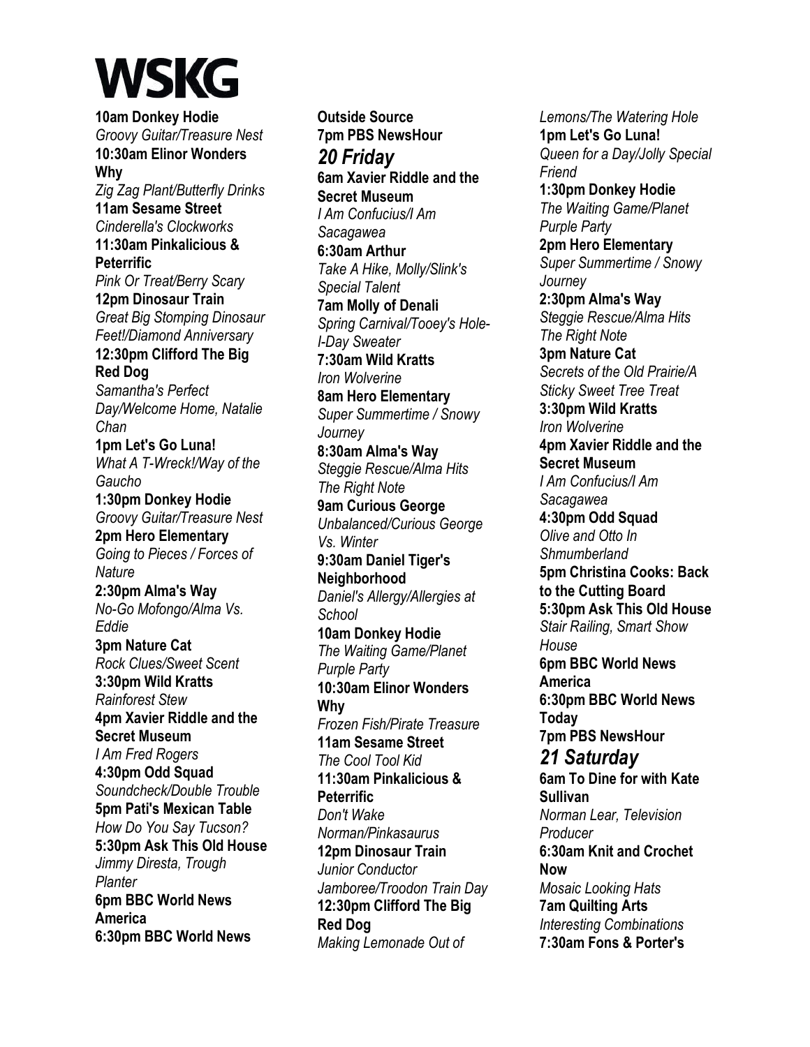# WSKG

**10am Donkey Hodie**
*Groovy Guitar/Treasure Nest*
**10:30am Elinor Wonders Why**
*Zig Zag Plant/Butterfly Drinks*
**11am Sesame Street**
*Cinderella's Clockworks*
**11:30am Pinkalicious & Peterrific**
*Pink Or Treat/Berry Scary*
**12pm Dinosaur Train**
*Great Big Stomping Dinosaur Feet!/Diamond Anniversary*
**12:30pm Clifford The Big Red Dog**
*Samantha's Perfect Day/Welcome Home, Natalie Chan*
**1pm Let's Go Luna!**
*What A T-Wreck!/Way of the Gaucho*
**1:30pm Donkey Hodie**
*Groovy Guitar/Treasure Nest*
**2pm Hero Elementary**
*Going to Pieces / Forces of Nature*
**2:30pm Alma's Way**
*No-Go Mofongo/Alma Vs. Eddie*
**3pm Nature Cat**
*Rock Clues/Sweet Scent*
**3:30pm Wild Kratts**
*Rainforest Stew*
**4pm Xavier Riddle and the Secret Museum**
*I Am Fred Rogers*
**4:30pm Odd Squad**
*Soundcheck/Double Trouble*
**5pm Pati's Mexican Table**
*How Do You Say Tucson?*
**5:30pm Ask This Old House**
*Jimmy Diresta, Trough Planter*
**6pm BBC World News America**
**6:30pm BBC World News Outside Source**
**7pm PBS NewsHour**

## *20 Friday*

**6am Xavier Riddle and the Secret Museum**
*I Am Confucius/I Am Sacagawea*
**6:30am Arthur**
*Take A Hike, Molly/Slink's Special Talent*
**7am Molly of Denali**
*Spring Carnival/Tooey's Hole-I-Day Sweater*
**7:30am Wild Kratts**
*Iron Wolverine*
**8am Hero Elementary**
*Super Summertime / Snowy Journey*
**8:30am Alma's Way**
*Steggie Rescue/Alma Hits The Right Note*
**9am Curious George**
*Unbalanced/Curious George Vs. Winter*
**9:30am Daniel Tiger's Neighborhood**
*Daniel's Allergy/Allergies at School*
**10am Donkey Hodie**
*The Waiting Game/Planet Purple Party*
**10:30am Elinor Wonders Why**
*Frozen Fish/Pirate Treasure*
**11am Sesame Street**
*The Cool Tool Kid*
**11:30am Pinkalicious & Peterrific**
*Don't Wake Norman/Pinkasaurus*
**12pm Dinosaur Train**
*Junior Conductor Jamboree/Troodon Train Day*
**12:30pm Clifford The Big Red Dog**
*Making Lemonade Out of Lemons/The Watering Hole*
**1pm Let's Go Luna!**
*Queen for a Day/Jolly Special Friend*
**1:30pm Donkey Hodie**
*The Waiting Game/Planet Purple Party*
**2pm Hero Elementary**
*Super Summertime / Snowy Journey*
**2:30pm Alma's Way**
*Steggie Rescue/Alma Hits The Right Note*
**3pm Nature Cat**
*Secrets of the Old Prairie/A Sticky Sweet Tree Treat*
**3:30pm Wild Kratts**
*Iron Wolverine*
**4pm Xavier Riddle and the Secret Museum**
*I Am Confucius/I Am Sacagawea*
**4:30pm Odd Squad**
*Olive and Otto In Shmumberland*
**5pm Christina Cooks: Back to the Cutting Board**
**5:30pm Ask This Old House**
*Stair Railing, Smart Show House*
**6pm BBC World News America**
**6:30pm BBC World News Today**
**7pm PBS NewsHour**

## *21 Saturday*

**6am To Dine for with Kate Sullivan**
*Norman Lear, Television Producer*
**6:30am Knit and Crochet Now**
*Mosaic Looking Hats*
**7am Quilting Arts**
*Interesting Combinations*
**7:30am Fons & Porter's**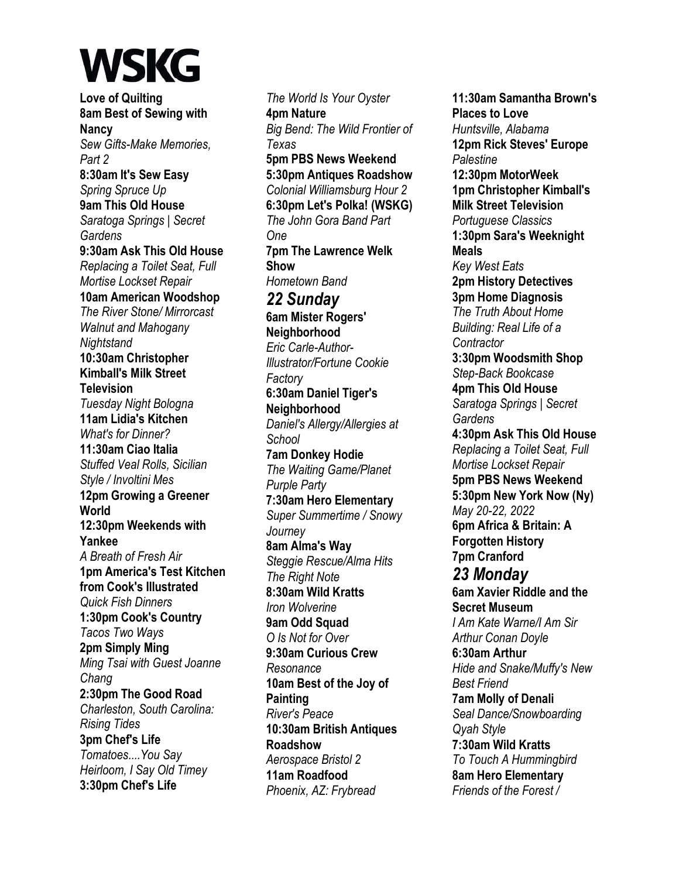# WSKG

**Love of Quilting**
**8am Best of Sewing with Nancy**
*Sew Gifts-Make Memories, Part 2*
**8:30am It's Sew Easy**
*Spring Spruce Up*
**9am This Old House**
*Saratoga Springs | Secret Gardens*
**9:30am Ask This Old House**
*Replacing a Toilet Seat, Full Mortise Lockset Repair*
**10am American Woodshop**
*The River Stone/ Mirrorcast Walnut and Mahogany Nightstand*
**10:30am Christopher Kimball's Milk Street Television**
*Tuesday Night Bologna*
**11am Lidia's Kitchen**
*What's for Dinner?*
**11:30am Ciao Italia**
*Stuffed Veal Rolls, Sicilian Style / Involtini Mes*
**12pm Growing a Greener World**
**12:30pm Weekends with Yankee**
*A Breath of Fresh Air*
**1pm America's Test Kitchen from Cook's Illustrated**
*Quick Fish Dinners*
**1:30pm Cook's Country**
*Tacos Two Ways*
**2pm Simply Ming**
*Ming Tsai with Guest Joanne Chang*
**2:30pm The Good Road**
*Charleston, South Carolina: Rising Tides*
**3pm Chef's Life**
*Tomatoes....You Say Heirloom, I Say Old Timey*
**3:30pm Chef's Life**
*The World Is Your Oyster*
**4pm Nature**
*Big Bend: The Wild Frontier of Texas*
**5pm PBS News Weekend**
**5:30pm Antiques Roadshow**
*Colonial Williamsburg Hour 2*
**6:30pm Let's Polka! (WSKG)**
*The John Gora Band Part One*
**7pm The Lawrence Welk Show**
*Hometown Band*

## *22 Sunday*

**6am Mister Rogers' Neighborhood**
*Eric Carle-Author-Illustrator/Fortune Cookie Factory*
**6:30am Daniel Tiger's Neighborhood**
*Daniel's Allergy/Allergies at School*
**7am Donkey Hodie**
*The Waiting Game/Planet Purple Party*
**7:30am Hero Elementary**
*Super Summertime / Snowy Journey*
**8am Alma's Way**
*Steggie Rescue/Alma Hits The Right Note*
**8:30am Wild Kratts**
*Iron Wolverine*
**9am Odd Squad**
*O Is Not for Over*
**9:30am Curious Crew**
*Resonance*
**10am Best of the Joy of Painting**
*River's Peace*
**10:30am British Antiques Roadshow**
*Aerospace Bristol 2*
**11am Roadfood**
*Phoenix, AZ: Frybread*
**11:30am Samantha Brown's Places to Love**
*Huntsville, Alabama*
**12pm Rick Steves' Europe**
*Palestine*
**12:30pm MotorWeek**
**1pm Christopher Kimball's Milk Street Television**
*Portuguese Classics*
**1:30pm Sara's Weeknight Meals**
*Key West Eats*
**2pm History Detectives**
**3pm Home Diagnosis**
*The Truth About Home Building: Real Life of a Contractor*
**3:30pm Woodsmith Shop**
*Step-Back Bookcase*
**4pm This Old House**
*Saratoga Springs | Secret Gardens*
**4:30pm Ask This Old House**
*Replacing a Toilet Seat, Full Mortise Lockset Repair*
**5pm PBS News Weekend**
**5:30pm New York Now (Ny)**
*May 20-22, 2022*
**6pm Africa & Britain: A Forgotten History**
**7pm Cranford**

## *23 Monday*

**6am Xavier Riddle and the Secret Museum**
*I Am Kate Warne/I Am Sir Arthur Conan Doyle*
**6:30am Arthur**
*Hide and Snake/Muffy's New Best Friend*
**7am Molly of Denali**
*Seal Dance/Snowboarding Qyah Style*
**7:30am Wild Kratts**
*To Touch A Hummingbird*
**8am Hero Elementary**
*Friends of the Forest /*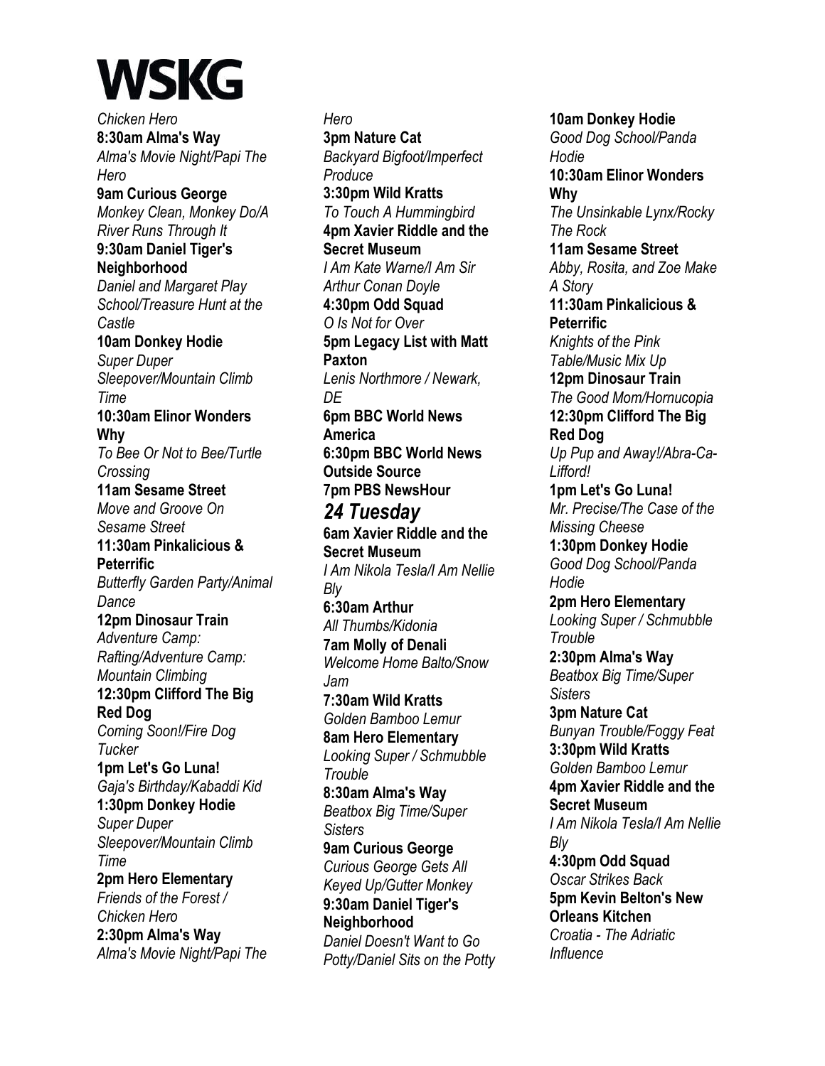# WSKG

*Chicken Hero*

**8:30am Alma's Way**
*Alma's Movie Night/Papi The Hero*

**9am Curious George**
*Monkey Clean, Monkey Do/A River Runs Through It*

**9:30am Daniel Tiger's Neighborhood**
*Daniel and Margaret Play School/Treasure Hunt at the Castle*

**10am Donkey Hodie**
*Super Duper Sleepover/Mountain Climb Time*

**10:30am Elinor Wonders Why**
*To Bee Or Not to Bee/Turtle Crossing*

**11am Sesame Street**
*Move and Groove On Sesame Street*

**11:30am Pinkalicious & Peterrific**
*Butterfly Garden Party/Animal Dance*

**12pm Dinosaur Train**
*Adventure Camp: Rafting/Adventure Camp: Mountain Climbing*

**12:30pm Clifford The Big Red Dog**
*Coming Soon!/Fire Dog Tucker*

**1pm Let's Go Luna!**
*Gaja's Birthday/Kabaddi Kid*

**1:30pm Donkey Hodie**
*Super Duper Sleepover/Mountain Climb Time*

**2pm Hero Elementary**
*Friends of the Forest / Chicken Hero*

**2:30pm Alma's Way**
*Alma's Movie Night/Papi The Hero*

**3pm Nature Cat**
*Backyard Bigfoot/Imperfect Produce*

**3:30pm Wild Kratts**
*To Touch A Hummingbird*

**4pm Xavier Riddle and the Secret Museum**
*I Am Kate Warne/I Am Sir Arthur Conan Doyle*

**4:30pm Odd Squad**
*O Is Not for Over*

**5pm Legacy List with Matt Paxton**
*Lenis Northmore / Newark, DE*

**6pm BBC World News America**

**6:30pm BBC World News Outside Source**

**7pm PBS NewsHour**

## *24 Tuesday*

**6am Xavier Riddle and the Secret Museum**
*I Am Nikola Tesla/I Am Nellie Bly*

**6:30am Arthur**
*All Thumbs/Kidonia*

**7am Molly of Denali**
*Welcome Home Balto/Snow Jam*

**7:30am Wild Kratts**
*Golden Bamboo Lemur*

**8am Hero Elementary**
*Looking Super / Schmubble Trouble*

**8:30am Alma's Way**
*Beatbox Big Time/Super Sisters*

**9am Curious George**
*Curious George Gets All Keyed Up/Gutter Monkey*

**9:30am Daniel Tiger's Neighborhood**
*Daniel Doesn't Want to Go Potty/Daniel Sits on the Potty*

**10am Donkey Hodie**
*Good Dog School/Panda Hodie*

**10:30am Elinor Wonders Why**
*The Unsinkable Lynx/Rocky The Rock*

**11am Sesame Street**
*Abby, Rosita, and Zoe Make A Story*

**11:30am Pinkalicious & Peterrific**
*Knights of the Pink Table/Music Mix Up*

**12pm Dinosaur Train**
*The Good Mom/Hornucopia*

**12:30pm Clifford The Big Red Dog**
*Up Pup and Away!/Abra-Ca-Lifford!*

**1pm Let's Go Luna!**
*Mr. Precise/The Case of the Missing Cheese*

**1:30pm Donkey Hodie**
*Good Dog School/Panda Hodie*

**2pm Hero Elementary**
*Looking Super / Schmubble Trouble*

**2:30pm Alma's Way**
*Beatbox Big Time/Super Sisters*

**3pm Nature Cat**
*Bunyan Trouble/Foggy Feat*

**3:30pm Wild Kratts**
*Golden Bamboo Lemur*

**4pm Xavier Riddle and the Secret Museum**
*I Am Nikola Tesla/I Am Nellie Bly*

**4:30pm Odd Squad**
*Oscar Strikes Back*

**5pm Kevin Belton's New Orleans Kitchen**
*Croatia - The Adriatic Influence*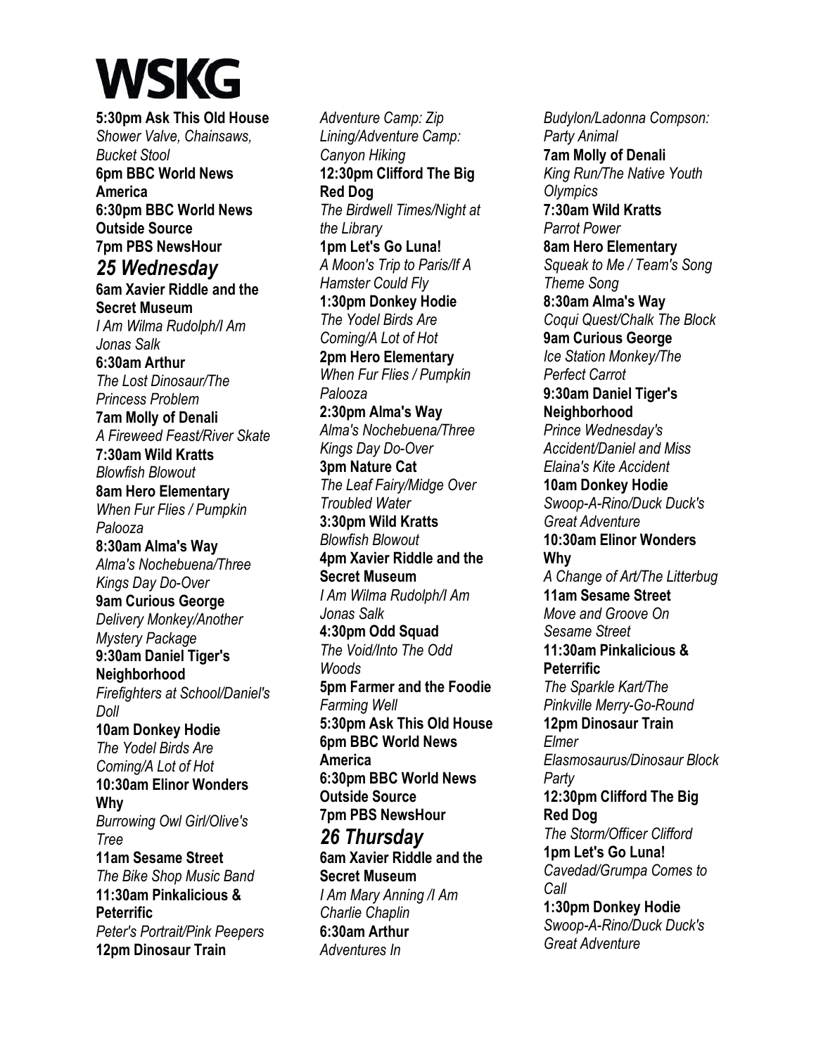# WSKG

**5:30pm Ask This Old House**
*Shower Valve, Chainsaws, Bucket Stool*
**6pm BBC World News America**
**6:30pm BBC World News Outside Source**
**7pm PBS NewsHour**

## *25 Wednesday*

**6am Xavier Riddle and the Secret Museum**
*I Am Wilma Rudolph/I Am Jonas Salk*
**6:30am Arthur**
*The Lost Dinosaur/The Princess Problem*
**7am Molly of Denali**
*A Fireweed Feast/River Skate*
**7:30am Wild Kratts**
*Blowfish Blowout*
**8am Hero Elementary**
*When Fur Flies / Pumpkin Palooza*
**8:30am Alma's Way**
*Alma's Nochebuena/Three Kings Day Do-Over*
**9am Curious George**
*Delivery Monkey/Another Mystery Package*
**9:30am Daniel Tiger's Neighborhood**
*Firefighters at School/Daniel's Doll*
**10am Donkey Hodie**
*The Yodel Birds Are Coming/A Lot of Hot*
**10:30am Elinor Wonders Why**
*Burrowing Owl Girl/Olive's Tree*
**11am Sesame Street**
*The Bike Shop Music Band*
**11:30am Pinkalicious & Peterrific**
*Peter's Portrait/Pink Peepers*
**12pm Dinosaur Train**
*Adventure Camp: Zip Lining/Adventure Camp: Canyon Hiking*
**12:30pm Clifford The Big Red Dog**
*The Birdwell Times/Night at the Library*
**1pm Let's Go Luna!**
*A Moon's Trip to Paris/If A Hamster Could Fly*
**1:30pm Donkey Hodie**
*The Yodel Birds Are Coming/A Lot of Hot*
**2pm Hero Elementary**
*When Fur Flies / Pumpkin Palooza*
**2:30pm Alma's Way**
*Alma's Nochebuena/Three Kings Day Do-Over*
**3pm Nature Cat**
*The Leaf Fairy/Midge Over Troubled Water*
**3:30pm Wild Kratts**
*Blowfish Blowout*
**4pm Xavier Riddle and the Secret Museum**
*I Am Wilma Rudolph/I Am Jonas Salk*
**4:30pm Odd Squad**
*The Void/Into The Odd Woods*
**5pm Farmer and the Foodie**
*Farming Well*
**5:30pm Ask This Old House**
**6pm BBC World News America**
**6:30pm BBC World News Outside Source**
**7pm PBS NewsHour**

## *26 Thursday*

**6am Xavier Riddle and the Secret Museum**
*I Am Mary Anning /I Am Charlie Chaplin*
**6:30am Arthur**
*Adventures In Budylon/Ladonna Compson: Party Animal*
**7am Molly of Denali**
*King Run/The Native Youth Olympics*
**7:30am Wild Kratts**
*Parrot Power*
**8am Hero Elementary**
*Squeak to Me / Team's Song Theme Song*
**8:30am Alma's Way**
*Coqui Quest/Chalk The Block*
**9am Curious George**
*Ice Station Monkey/The Perfect Carrot*
**9:30am Daniel Tiger's Neighborhood**
*Prince Wednesday's Accident/Daniel and Miss Elaina's Kite Accident*
**10am Donkey Hodie**
*Swoop-A-Rino/Duck Duck's Great Adventure*
**10:30am Elinor Wonders Why**
*A Change of Art/The Litterbug*
**11am Sesame Street**
*Move and Groove On Sesame Street*
**11:30am Pinkalicious & Peterrific**
*The Sparkle Kart/The Pinkville Merry-Go-Round*
**12pm Dinosaur Train**
*Elmer Elasmosaurus/Dinosaur Block Party*
**12:30pm Clifford The Big Red Dog**
*The Storm/Officer Clifford*
**1pm Let's Go Luna!**
*Cavedad/Grumpa Comes to Call*
**1:30pm Donkey Hodie**
*Swoop-A-Rino/Duck Duck's Great Adventure*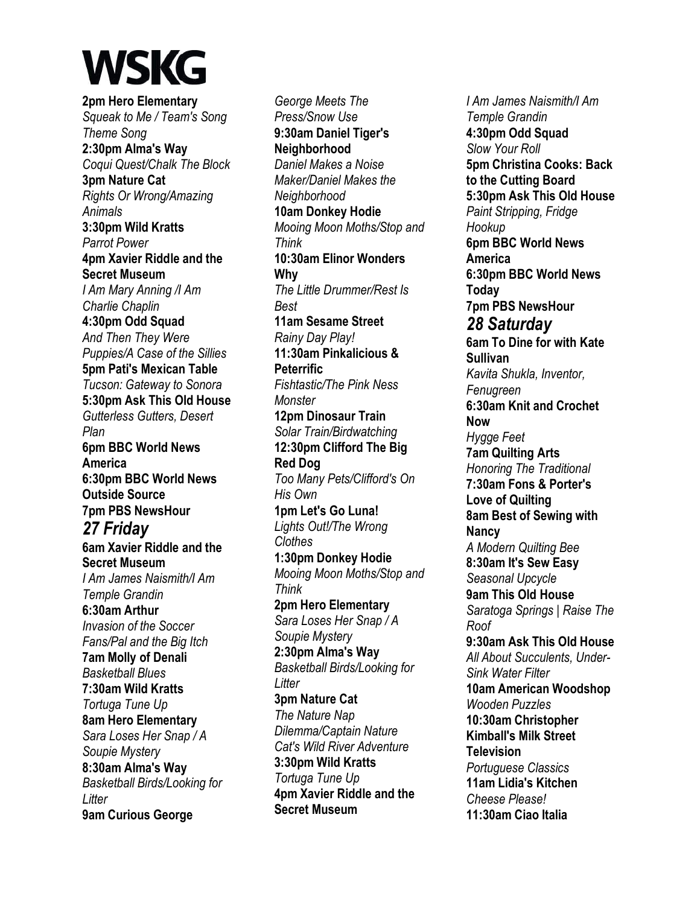**WSKG**

**2pm Hero Elementary**
*Squeak to Me / Team's Song Theme Song*
**2:30pm Alma's Way**
*Coqui Quest/Chalk The Block*
**3pm Nature Cat**
*Rights Or Wrong/Amazing Animals*
**3:30pm Wild Kratts**
*Parrot Power*
**4pm Xavier Riddle and the Secret Museum**
*I Am Mary Anning /I Am Charlie Chaplin*
**4:30pm Odd Squad**
*And Then They Were Puppies/A Case of the Sillies*
**5pm Pati's Mexican Table**
*Tucson: Gateway to Sonora*
**5:30pm Ask This Old House**
*Gutterless Gutters, Desert Plan*
**6pm BBC World News America**
**6:30pm BBC World News Outside Source**
**7pm PBS NewsHour**

## *27 Friday*

**6am Xavier Riddle and the Secret Museum**
*I Am James Naismith/I Am Temple Grandin*
**6:30am Arthur**
*Invasion of the Soccer Fans/Pal and the Big Itch*
**7am Molly of Denali**
*Basketball Blues*
**7:30am Wild Kratts**
*Tortuga Tune Up*
**8am Hero Elementary**
*Sara Loses Her Snap / A Soupie Mystery*
**8:30am Alma's Way**
*Basketball Birds/Looking for Litter*
**9am Curious George**
*George Meets The Press/Snow Use*
**9:30am Daniel Tiger's Neighborhood**
*Daniel Makes a Noise Maker/Daniel Makes the Neighborhood*
**10am Donkey Hodie**
*Mooing Moon Moths/Stop and Think*
**10:30am Elinor Wonders Why**
*The Little Drummer/Rest Is Best*
**11am Sesame Street**
*Rainy Day Play!*
**11:30am Pinkalicious & Peterrific**
*Fishtastic/The Pink Ness Monster*
**12pm Dinosaur Train**
*Solar Train/Birdwatching*
**12:30pm Clifford The Big Red Dog**
*Too Many Pets/Clifford's On His Own*
**1pm Let's Go Luna!**
*Lights Out!/The Wrong Clothes*
**1:30pm Donkey Hodie**
*Mooing Moon Moths/Stop and Think*
**2pm Hero Elementary**
*Sara Loses Her Snap / A Soupie Mystery*
**2:30pm Alma's Way**
*Basketball Birds/Looking for Litter*
**3pm Nature Cat**
*The Nature Nap Dilemma/Captain Nature Cat's Wild River Adventure*
**3:30pm Wild Kratts**
*Tortuga Tune Up*
**4pm Xavier Riddle and the Secret Museum**
*I Am James Naismith/I Am Temple Grandin*
**4:30pm Odd Squad**
*Slow Your Roll*
**5pm Christina Cooks: Back to the Cutting Board**
**5:30pm Ask This Old House**
*Paint Stripping, Fridge Hookup*
**6pm BBC World News America**
**6:30pm BBC World News Today**
**7pm PBS NewsHour**

## *28 Saturday*

**6am To Dine for with Kate Sullivan**
*Kavita Shukla, Inventor, Fenugreen*
**6:30am Knit and Crochet Now**
*Hygge Feet*
**7am Quilting Arts**
*Honoring The Traditional*
**7:30am Fons & Porter's Love of Quilting**
**8am Best of Sewing with Nancy**
*A Modern Quilting Bee*
**8:30am It's Sew Easy**
*Seasonal Upcycle*
**9am This Old House**
*Saratoga Springs | Raise The Roof*
**9:30am Ask This Old House**
*All About Succulents, Under-Sink Water Filter*
**10am American Woodshop**
*Wooden Puzzles*
**10:30am Christopher Kimball's Milk Street Television**
*Portuguese Classics*
**11am Lidia's Kitchen**
*Cheese Please!*
**11:30am Ciao Italia**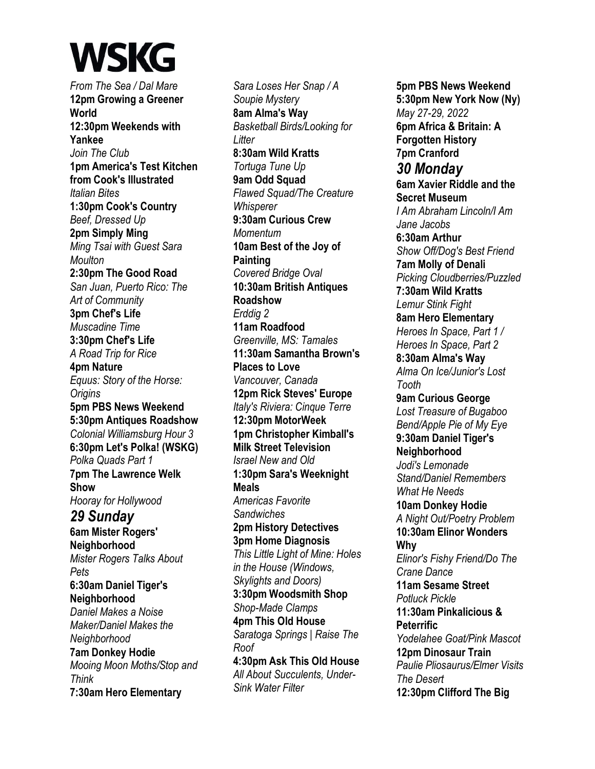# WSKG

*From The Sea / Dal Mare*
**12pm Growing a Greener World**
**12:30pm Weekends with Yankee**
*Join The Club*
**1pm America's Test Kitchen from Cook's Illustrated**
*Italian Bites*
**1:30pm Cook's Country**
*Beef, Dressed Up*
**2pm Simply Ming**
*Ming Tsai with Guest Sara Moulton*
**2:30pm The Good Road**
*San Juan, Puerto Rico: The Art of Community*
**3pm Chef's Life**
*Muscadine Time*
**3:30pm Chef's Life**
*A Road Trip for Rice*
**4pm Nature**
*Equus: Story of the Horse: Origins*
**5pm PBS News Weekend**
**5:30pm Antiques Roadshow**
*Colonial Williamsburg Hour 3*
**6:30pm Let's Polka! (WSKG)**
*Polka Quads Part 1*
**7pm The Lawrence Welk Show**
*Hooray for Hollywood*

## *29 Sunday*

**6am Mister Rogers' Neighborhood**
*Mister Rogers Talks About Pets*
**6:30am Daniel Tiger's Neighborhood**
*Daniel Makes a Noise Maker/Daniel Makes the Neighborhood*
**7am Donkey Hodie**
*Mooing Moon Moths/Stop and Think*
**7:30am Hero Elementary**
*Sara Loses Her Snap / A Soupie Mystery*
**8am Alma's Way**
*Basketball Birds/Looking for Litter*
**8:30am Wild Kratts**
*Tortuga Tune Up*
**9am Odd Squad**
*Flawed Squad/The Creature Whisperer*
**9:30am Curious Crew**
*Momentum*
**10am Best of the Joy of Painting**
*Covered Bridge Oval*
**10:30am British Antiques Roadshow**
*Erddig 2*
**11am Roadfood**
*Greenville, MS: Tamales*
**11:30am Samantha Brown's Places to Love**
*Vancouver, Canada*
**12pm Rick Steves' Europe**
*Italy's Riviera: Cinque Terre*
**12:30pm MotorWeek**
**1pm Christopher Kimball's Milk Street Television**
*Israel New and Old*
**1:30pm Sara's Weeknight Meals**
*Americas Favorite Sandwiches*
**2pm History Detectives**
**3pm Home Diagnosis**
*This Little Light of Mine: Holes in the House (Windows, Skylights and Doors)*
**3:30pm Woodsmith Shop**
*Shop-Made Clamps*
**4pm This Old House**
*Saratoga Springs | Raise The Roof*
**4:30pm Ask This Old House**
*All About Succulents, Under-Sink Water Filter*
**5pm PBS News Weekend**
**5:30pm New York Now (Ny)**
*May 27-29, 2022*
**6pm Africa & Britain: A Forgotten History**
**7pm Cranford**

## *30 Monday*

**6am Xavier Riddle and the Secret Museum**
*I Am Abraham Lincoln/I Am Jane Jacobs*
**6:30am Arthur**
*Show Off/Dog's Best Friend*
**7am Molly of Denali**
*Picking Cloudberries/Puzzled*
**7:30am Wild Kratts**
*Lemur Stink Fight*
**8am Hero Elementary**
*Heroes In Space, Part 1 / Heroes In Space, Part 2*
**8:30am Alma's Way**
*Alma On Ice/Junior's Lost Tooth*
**9am Curious George**
*Lost Treasure of Bugaboo Bend/Apple Pie of My Eye*
**9:30am Daniel Tiger's Neighborhood**
*Jodi's Lemonade Stand/Daniel Remembers What He Needs*
**10am Donkey Hodie**
*A Night Out/Poetry Problem*
**10:30am Elinor Wonders Why**
*Elinor's Fishy Friend/Do The Crane Dance*
**11am Sesame Street**
*Potluck Pickle*
**11:30am Pinkalicious & Peterrific**
*Yodelahee Goat/Pink Mascot*
**12pm Dinosaur Train**
*Paulie Pliosaurus/Elmer Visits The Desert*
**12:30pm Clifford The Big**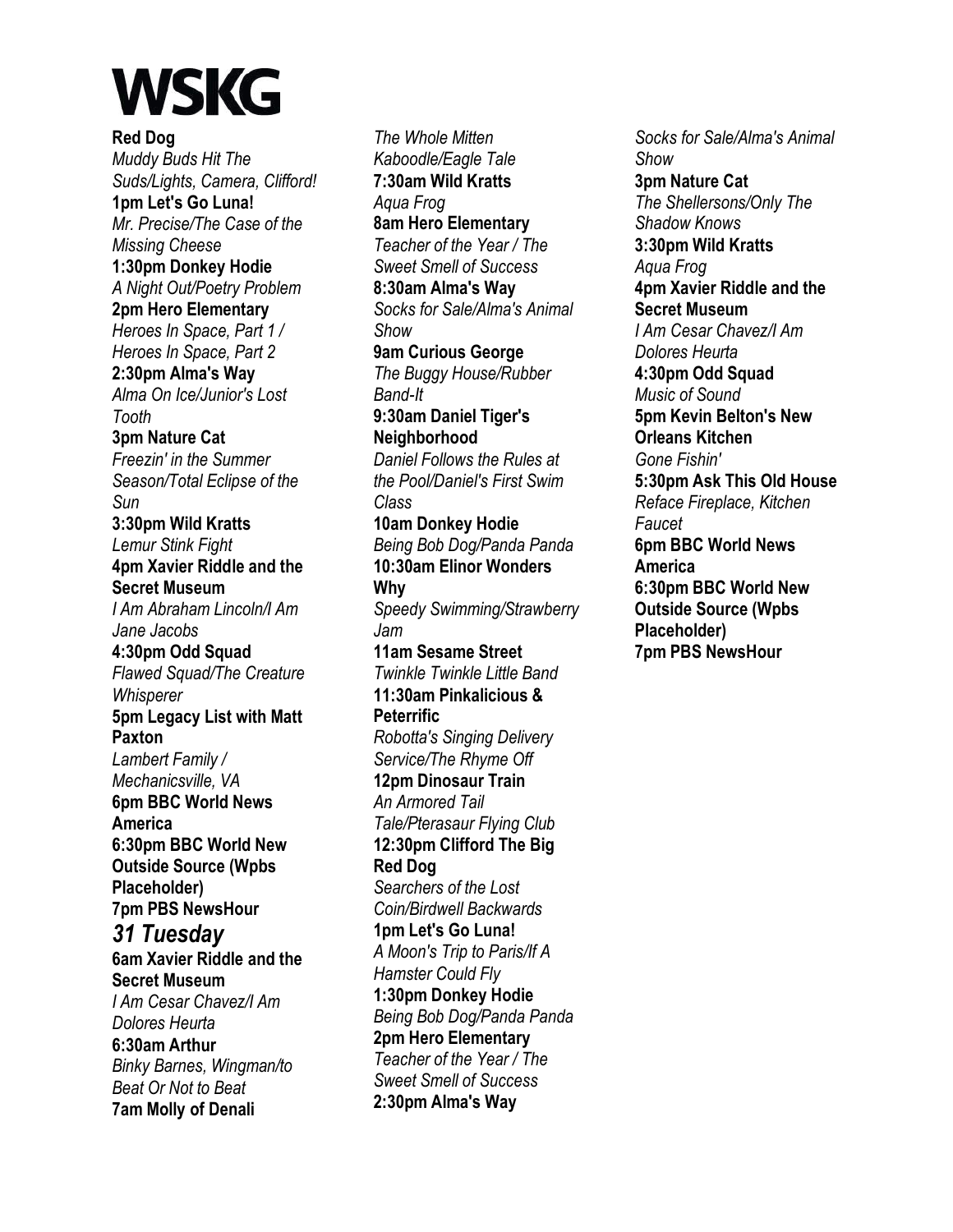# WSKG

**Red Dog**
*Muddy Buds Hit The Suds/Lights, Camera, Clifford!*
**1pm Let's Go Luna!**
*Mr. Precise/The Case of the Missing Cheese*
**1:30pm Donkey Hodie**
*A Night Out/Poetry Problem*
**2pm Hero Elementary**
*Heroes In Space, Part 1 / Heroes In Space, Part 2*
**2:30pm Alma's Way**
*Alma On Ice/Junior's Lost Tooth*
**3pm Nature Cat**
*Freezin' in the Summer Season/Total Eclipse of the Sun*
**3:30pm Wild Kratts**
*Lemur Stink Fight*
**4pm Xavier Riddle and the Secret Museum**
*I Am Abraham Lincoln/I Am Jane Jacobs*
**4:30pm Odd Squad**
*Flawed Squad/The Creature Whisperer*
**5pm Legacy List with Matt Paxton**
*Lambert Family / Mechanicsville, VA*
**6pm BBC World News America**
**6:30pm BBC World New Outside Source (Wpbs Placeholder)**
**7pm PBS NewsHour**

## *31 Tuesday*

**6am Xavier Riddle and the Secret Museum**
*I Am Cesar Chavez/I Am Dolores Heurta*
**6:30am Arthur**
*Binky Barnes, Wingman/to Beat Or Not to Beat*
**7am Molly of Denali**
*The Whole Mitten Kaboodle/Eagle Tale*
**7:30am Wild Kratts**
*Aqua Frog*
**8am Hero Elementary**
*Teacher of the Year / The Sweet Smell of Success*
**8:30am Alma's Way**
*Socks for Sale/Alma's Animal Show*
**9am Curious George**
*The Buggy House/Rubber Band-It*
**9:30am Daniel Tiger's Neighborhood**
*Daniel Follows the Rules at the Pool/Daniel's First Swim Class*
**10am Donkey Hodie**
*Being Bob Dog/Panda Panda*
**10:30am Elinor Wonders Why**
*Speedy Swimming/Strawberry Jam*
**11am Sesame Street**
*Twinkle Twinkle Little Band*
**11:30am Pinkalicious & Peterrific**
*Robotta's Singing Delivery Service/The Rhyme Off*
**12pm Dinosaur Train**
*An Armored Tail Tale/Pterasaur Flying Club*
**12:30pm Clifford The Big Red Dog**
*Searchers of the Lost Coin/Birdwell Backwards*
**1pm Let's Go Luna!**
*A Moon's Trip to Paris/If A Hamster Could Fly*
**1:30pm Donkey Hodie**
*Being Bob Dog/Panda Panda*
**2pm Hero Elementary**
*Teacher of the Year / The Sweet Smell of Success*
**2:30pm Alma's Way**
*Socks for Sale/Alma's Animal Show*
**3pm Nature Cat**
*The Shellersons/Only The Shadow Knows*
**3:30pm Wild Kratts**
*Aqua Frog*
**4pm Xavier Riddle and the Secret Museum**
*I Am Cesar Chavez/I Am Dolores Heurta*
**4:30pm Odd Squad**
*Music of Sound*
**5pm Kevin Belton's New Orleans Kitchen**
*Gone Fishin'*
**5:30pm Ask This Old House**
*Reface Fireplace, Kitchen Faucet*
**6pm BBC World News America**
**6:30pm BBC World New Outside Source (Wpbs Placeholder)**
**7pm PBS NewsHour**